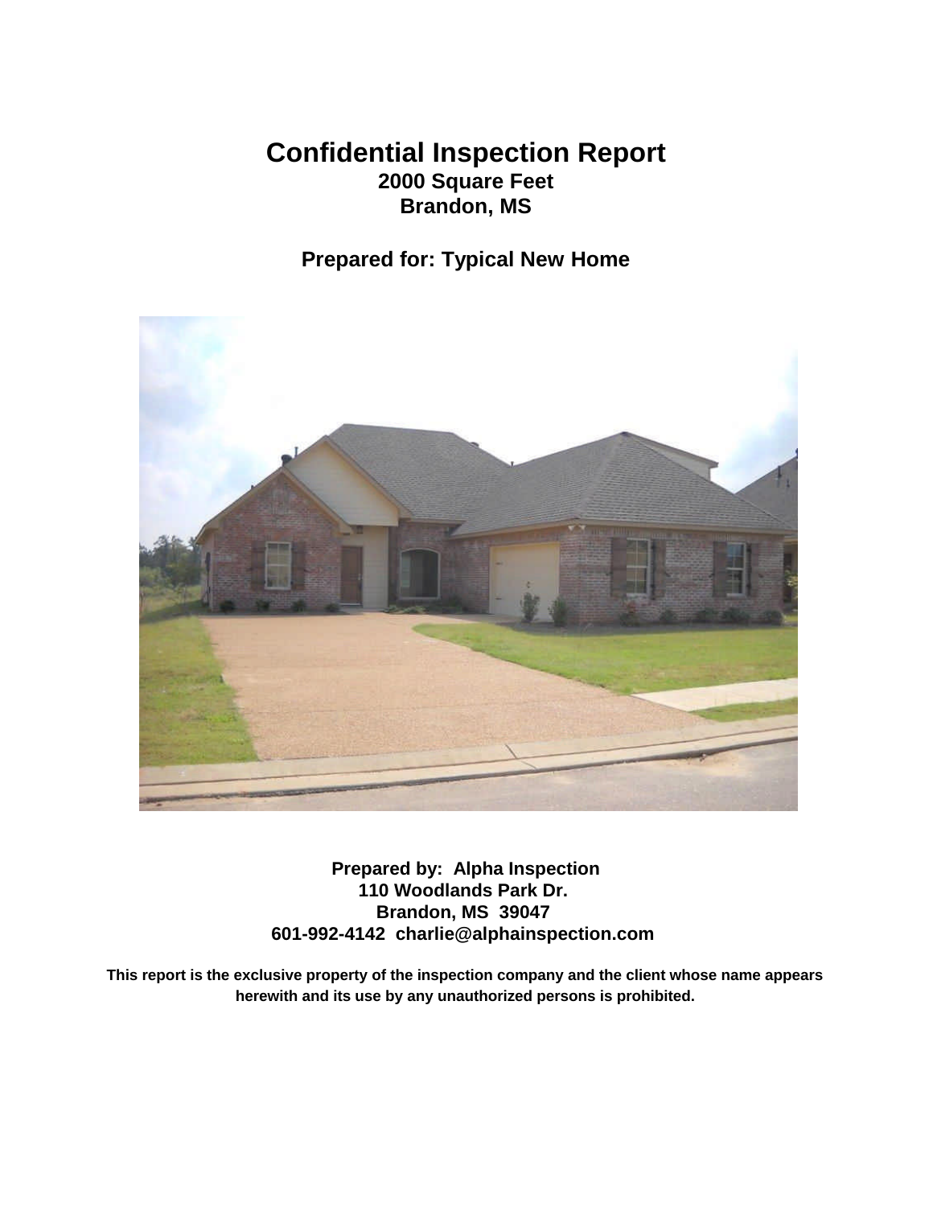# Confidential Inspection Report

**2000 Square Feet**
**Brandon, MS**

**Prepared for: Typical New Home**

**Prepared by: Alpha Inspection**
**110 Woodlands Park Dr.**
**Brandon, MS 39047**
**601-992-4142 charlie@alphainspection.com**

**This report is the exclusive property of the inspection company and the client whose name appears herewith and its use by any unauthorized persons is prohibited.**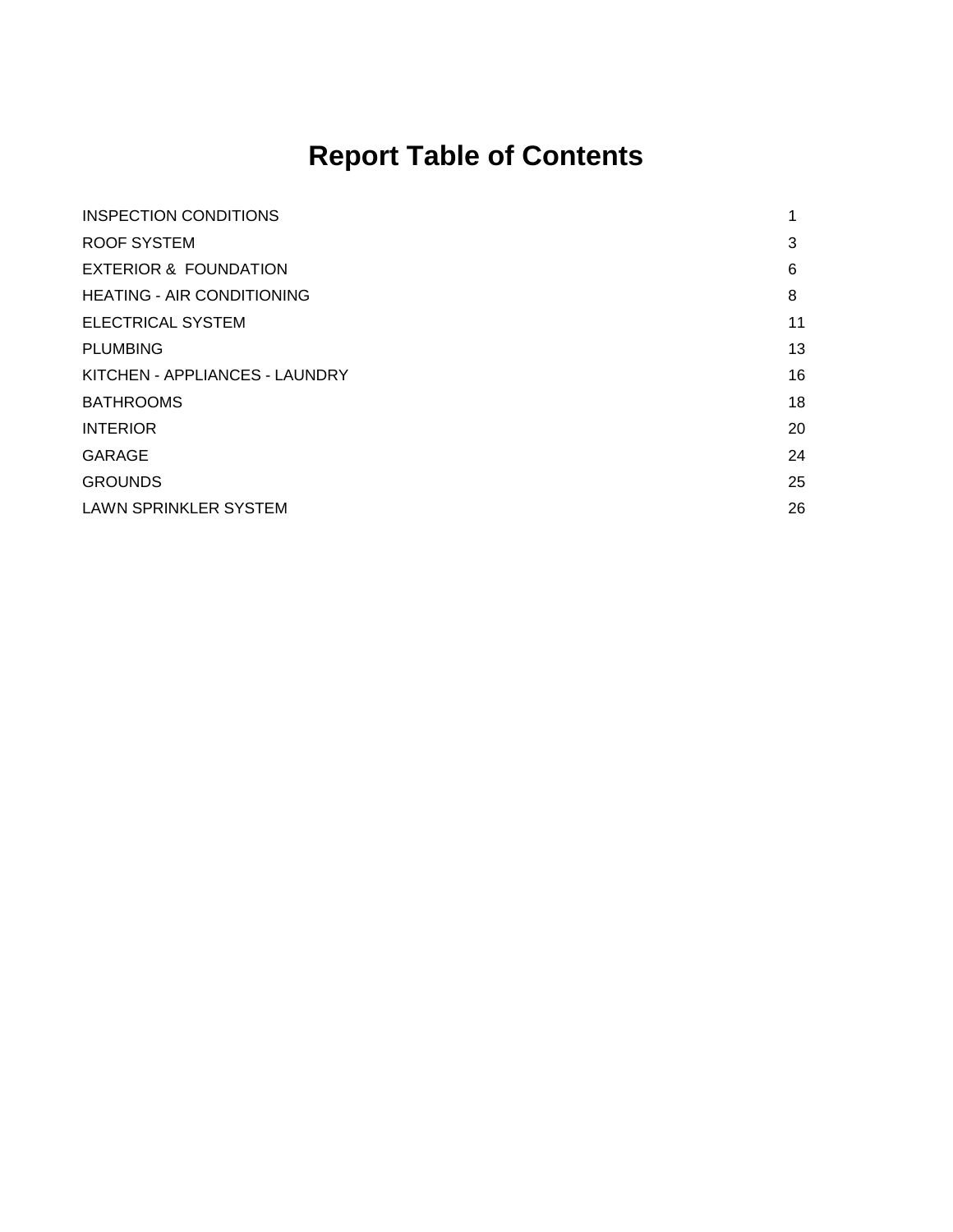# Report Table of Contents

| | |
|---|---|
| INSPECTION CONDITIONS | 1 |
| ROOF SYSTEM | 3 |
| EXTERIOR & FOUNDATION | 6 |
| HEATING - AIR CONDITIONING | 8 |
| ELECTRICAL SYSTEM | 11 |
| PLUMBING | 13 |
| KITCHEN - APPLIANCES - LAUNDRY | 16 |
| BATHROOMS | 18 |
| INTERIOR | 20 |
| GARAGE | 24 |
| GROUNDS | 25 |
| LAWN SPRINKLER SYSTEM | 26 |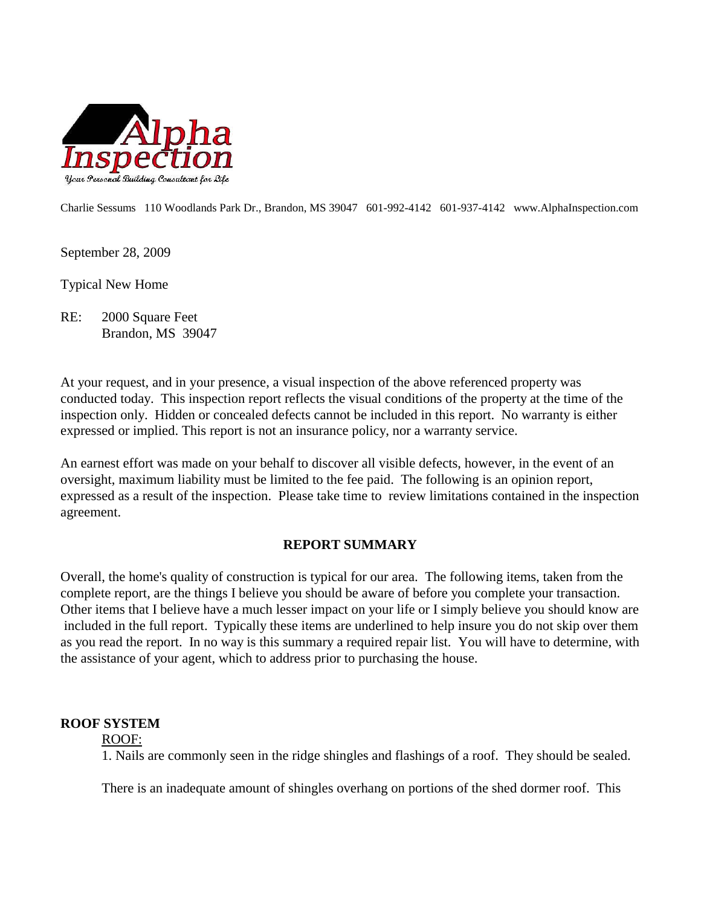Charlie Sessums 110 Woodlands Park Dr., Brandon, MS 39047 601-992-4142 601-937-4142 www.AlphaInspection.com

September 28, 2009

Typical New Home

RE: 2000 Square Feet
Brandon, MS 39047

At your request, and in your presence, a visual inspection of the above referenced property was conducted today. This inspection report reflects the visual conditions of the property at the time of the inspection only. Hidden or concealed defects cannot be included in this report. No warranty is either expressed or implied. This report is not an insurance policy, nor a warranty service.

An earnest effort was made on your behalf to discover all visible defects, however, in the event of an oversight, maximum liability must be limited to the fee paid. The following is an opinion report, expressed as a result of the inspection. Please take time to review limitations contained in the inspection agreement.

## REPORT SUMMARY

Overall, the home's quality of construction is typical for our area. The following items, taken from the complete report, are the things I believe you should be aware of before you complete your transaction. Other items that I believe have a much lesser impact on your life or I simply believe you should know are included in the full report. Typically these items are underlined to help insure you do not skip over them as you read the report. In no way is this summary a required repair list. You will have to determine, with the assistance of your agent, which to address prior to purchasing the house.

**ROOF SYSTEM**

ROOF:

1. Nails are commonly seen in the ridge shingles and flashings of a roof. They should be sealed.

There is an inadequate amount of shingles overhang on portions of the shed dormer roof. This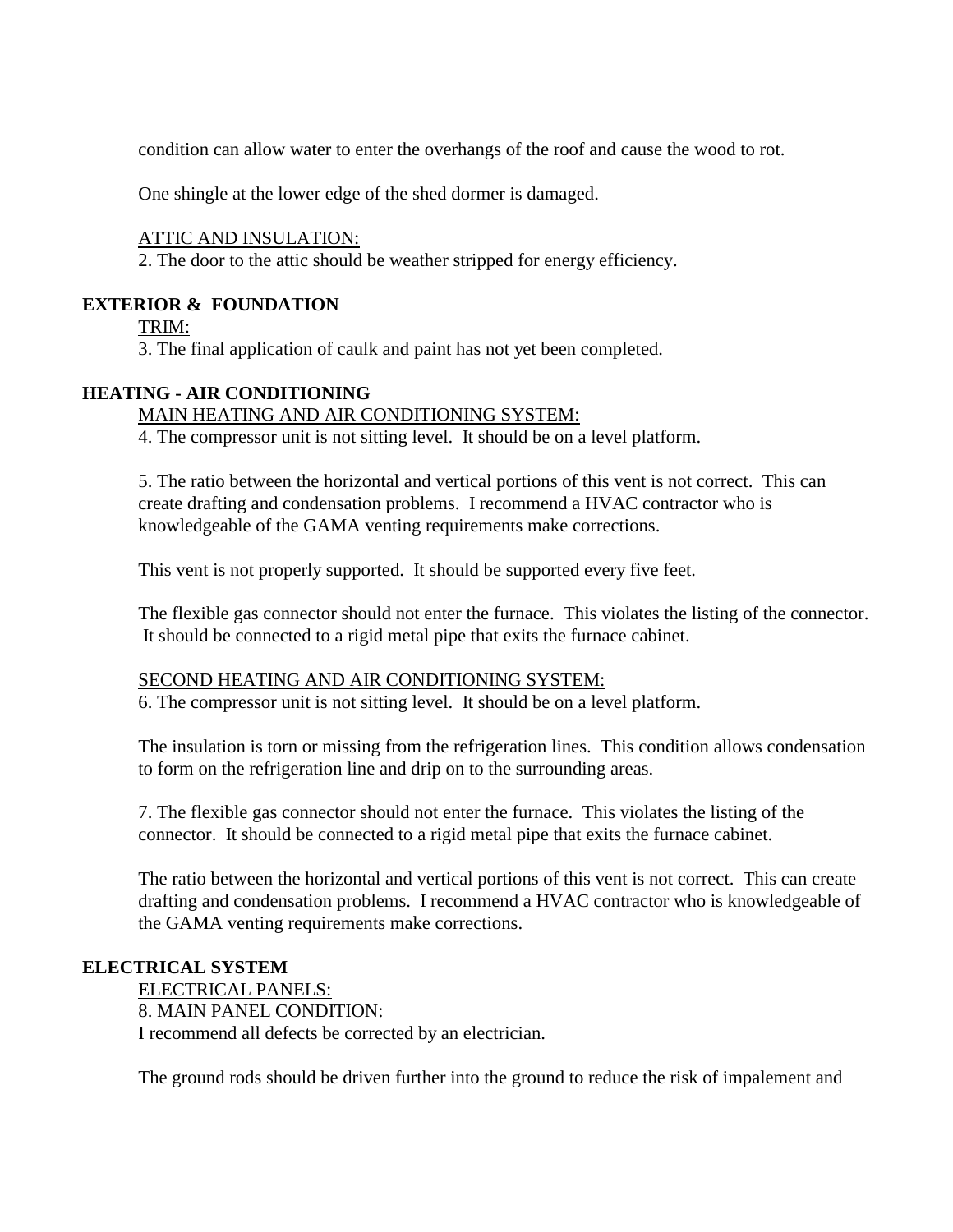condition can allow water to enter the overhangs of the roof and cause the wood to rot.

One shingle at the lower edge of the shed dormer is damaged.

ATTIC AND INSULATION:

2. The door to the attic should be weather stripped for energy efficiency.

**EXTERIOR & FOUNDATION**

TRIM:

3. The final application of caulk and paint has not yet been completed.

**HEATING - AIR CONDITIONING**

MAIN HEATING AND AIR CONDITIONING SYSTEM:

4. The compressor unit is not sitting level. It should be on a level platform.

5. The ratio between the horizontal and vertical portions of this vent is not correct. This can create drafting and condensation problems. I recommend a HVAC contractor who is knowledgeable of the GAMA venting requirements make corrections.

This vent is not properly supported. It should be supported every five feet.

The flexible gas connector should not enter the furnace. This violates the listing of the connector. It should be connected to a rigid metal pipe that exits the furnace cabinet.

SECOND HEATING AND AIR CONDITIONING SYSTEM:

6. The compressor unit is not sitting level. It should be on a level platform.

The insulation is torn or missing from the refrigeration lines. This condition allows condensation to form on the refrigeration line and drip on to the surrounding areas.

7. The flexible gas connector should not enter the furnace. This violates the listing of the connector. It should be connected to a rigid metal pipe that exits the furnace cabinet.

The ratio between the horizontal and vertical portions of this vent is not correct. This can create drafting and condensation problems. I recommend a HVAC contractor who is knowledgeable of the GAMA venting requirements make corrections.

**ELECTRICAL SYSTEM**

ELECTRICAL PANELS:

8. MAIN PANEL CONDITION:

I recommend all defects be corrected by an electrician.

The ground rods should be driven further into the ground to reduce the risk of impalement and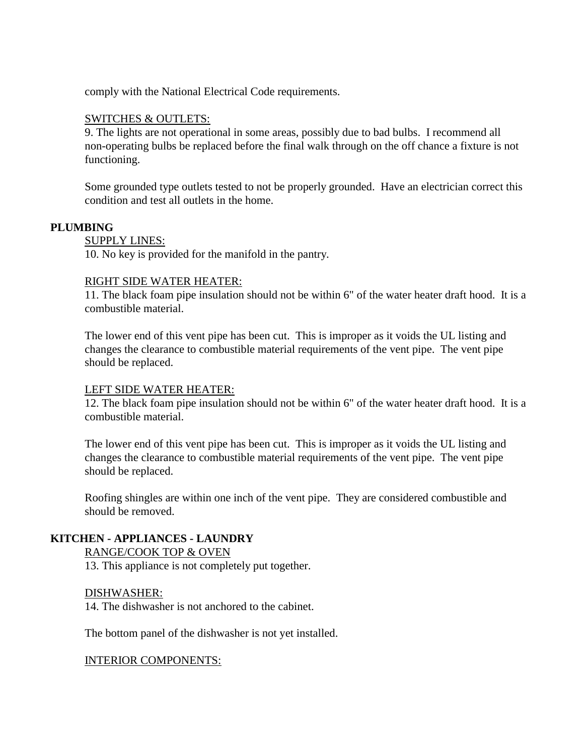comply with the National Electrical Code requirements.

SWITCHES & OUTLETS:

9. The lights are not operational in some areas, possibly due to bad bulbs. I recommend all non-operating bulbs be replaced before the final walk through on the off chance a fixture is not functioning.

Some grounded type outlets tested to not be properly grounded. Have an electrician correct this condition and test all outlets in the home.

**PLUMBING**

SUPPLY LINES:

10. No key is provided for the manifold in the pantry.

RIGHT SIDE WATER HEATER:

11. The black foam pipe insulation should not be within 6" of the water heater draft hood. It is a combustible material.

The lower end of this vent pipe has been cut. This is improper as it voids the UL listing and changes the clearance to combustible material requirements of the vent pipe. The vent pipe should be replaced.

LEFT SIDE WATER HEATER:

12. The black foam pipe insulation should not be within 6" of the water heater draft hood. It is a combustible material.

The lower end of this vent pipe has been cut. This is improper as it voids the UL listing and changes the clearance to combustible material requirements of the vent pipe. The vent pipe should be replaced.

Roofing shingles are within one inch of the vent pipe. They are considered combustible and should be removed.

**KITCHEN - APPLIANCES - LAUNDRY**

RANGE/COOK TOP & OVEN

13. This appliance is not completely put together.

DISHWASHER:

14. The dishwasher is not anchored to the cabinet.

The bottom panel of the dishwasher is not yet installed.

INTERIOR COMPONENTS: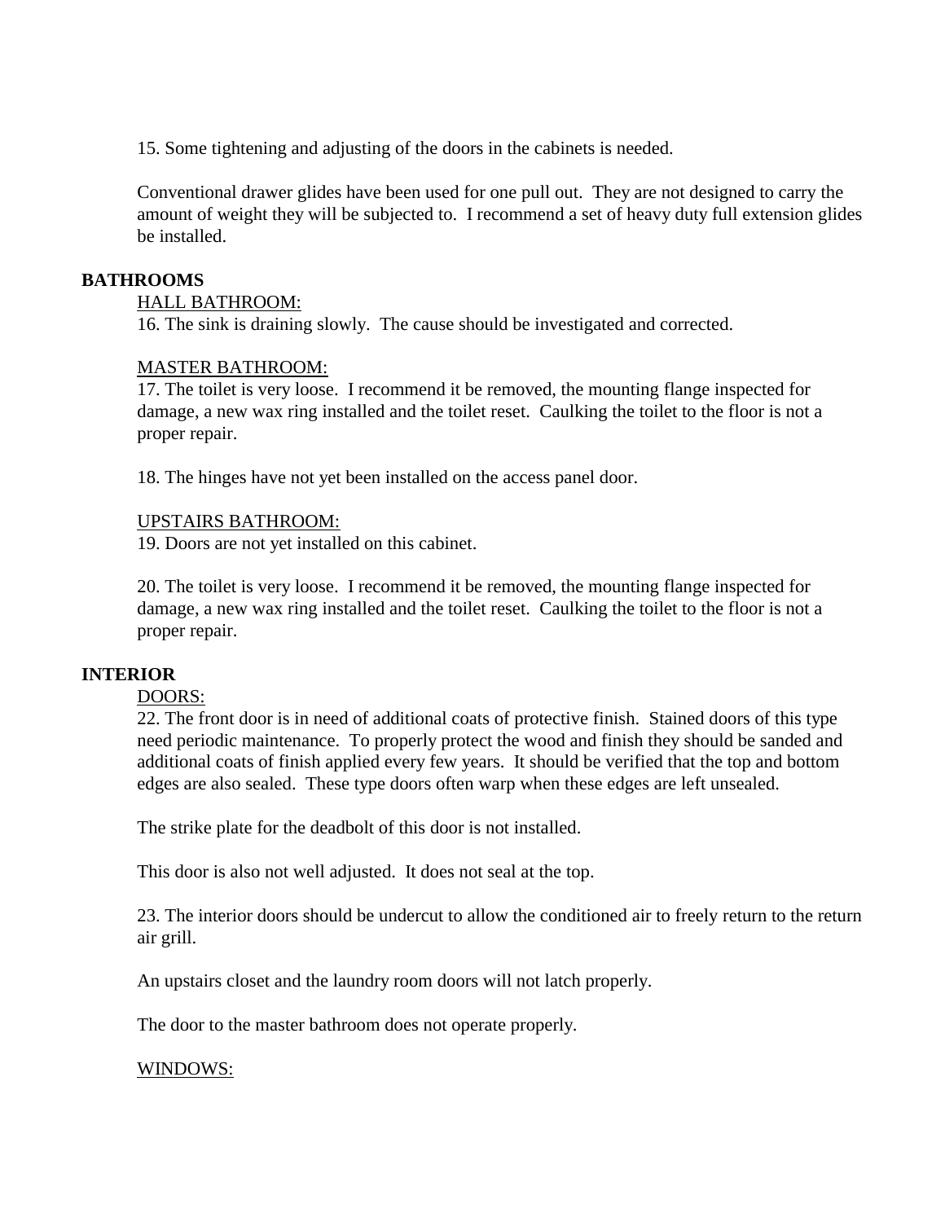15. Some tightening and adjusting of the doors in the cabinets is needed.

Conventional drawer glides have been used for one pull out. They are not designed to carry the amount of weight they will be subjected to. I recommend a set of heavy duty full extension glides be installed.

**BATHROOMS**

HALL BATHROOM:

16. The sink is draining slowly. The cause should be investigated and corrected.

MASTER BATHROOM:

17. The toilet is very loose. I recommend it be removed, the mounting flange inspected for damage, a new wax ring installed and the toilet reset. Caulking the toilet to the floor is not a proper repair.

18. The hinges have not yet been installed on the access panel door.

UPSTAIRS BATHROOM:

19. Doors are not yet installed on this cabinet.

20. The toilet is very loose. I recommend it be removed, the mounting flange inspected for damage, a new wax ring installed and the toilet reset. Caulking the toilet to the floor is not a proper repair.

**INTERIOR**

DOORS:

22. The front door is in need of additional coats of protective finish. Stained doors of this type need periodic maintenance. To properly protect the wood and finish they should be sanded and additional coats of finish applied every few years. It should be verified that the top and bottom edges are also sealed. These type doors often warp when these edges are left unsealed.

The strike plate for the deadbolt of this door is not installed.

This door is also not well adjusted. It does not seal at the top.

23. The interior doors should be undercut to allow the conditioned air to freely return to the return air grill.

An upstairs closet and the laundry room doors will not latch properly.

The door to the master bathroom does not operate properly.

WINDOWS: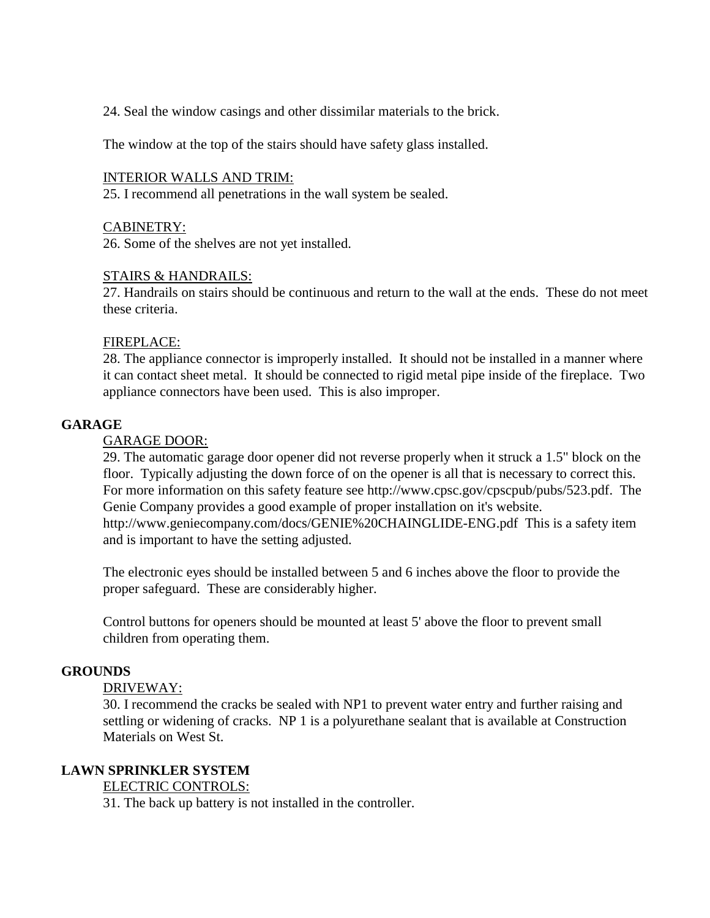24. Seal the window casings and other dissimilar materials to the brick.

The window at the top of the stairs should have safety glass installed.

INTERIOR WALLS AND TRIM:

25. I recommend all penetrations in the wall system be sealed.

CABINETRY:

26. Some of the shelves are not yet installed.

STAIRS & HANDRAILS:

27. Handrails on stairs should be continuous and return to the wall at the ends. These do not meet these criteria.

FIREPLACE:

28. The appliance connector is improperly installed. It should not be installed in a manner where it can contact sheet metal. It should be connected to rigid metal pipe inside of the fireplace. Two appliance connectors have been used. This is also improper.

**GARAGE**

GARAGE DOOR:

29. The automatic garage door opener did not reverse properly when it struck a 1.5" block on the floor. Typically adjusting the down force of on the opener is all that is necessary to correct this. For more information on this safety feature see http://www.cpsc.gov/cpscpub/pubs/523.pdf. The Genie Company provides a good example of proper installation on it's website. http://www.geniecompany.com/docs/GENIE%20CHAINGLIDE-ENG.pdf This is a safety item and is important to have the setting adjusted.

The electronic eyes should be installed between 5 and 6 inches above the floor to provide the proper safeguard. These are considerably higher.

Control buttons for openers should be mounted at least 5' above the floor to prevent small children from operating them.

**GROUNDS**

DRIVEWAY:

30. I recommend the cracks be sealed with NP1 to prevent water entry and further raising and settling or widening of cracks. NP 1 is a polyurethane sealant that is available at Construction Materials on West St.

**LAWN SPRINKLER SYSTEM**

ELECTRIC CONTROLS:

31. The back up battery is not installed in the controller.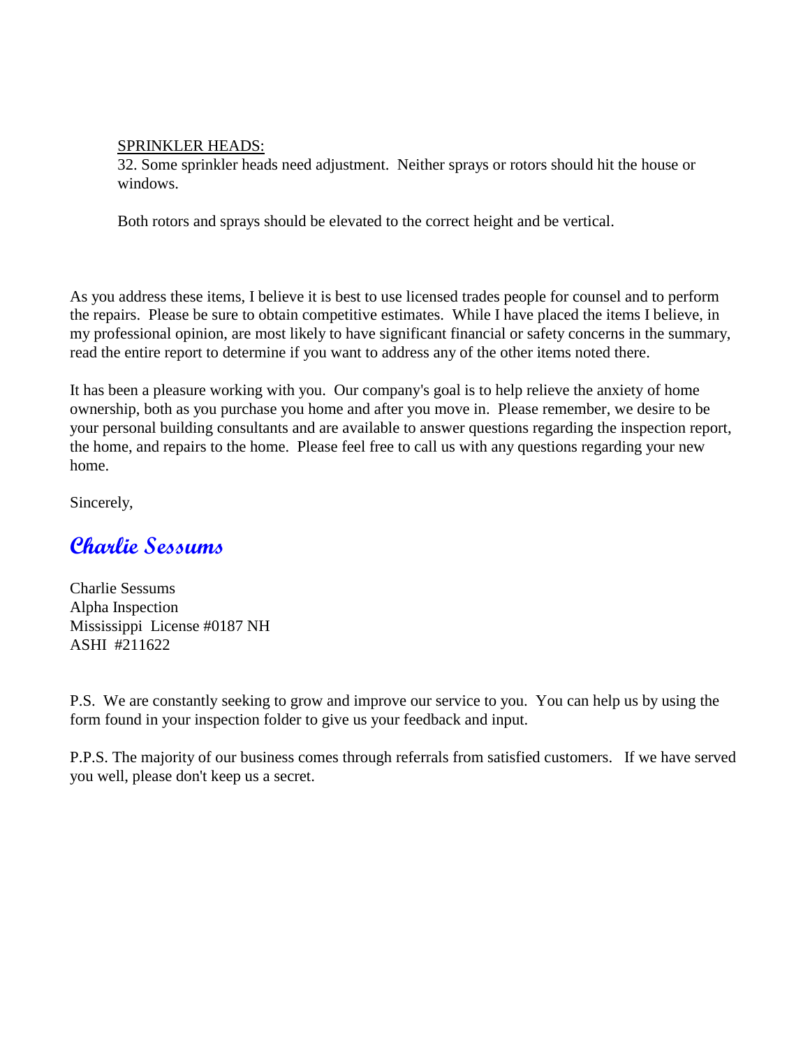<u>SPRINKLER HEADS:</u>

32. Some sprinkler heads need adjustment. Neither sprays or rotors should hit the house or windows.

Both rotors and sprays should be elevated to the correct height and be vertical.

As you address these items, I believe it is best to use licensed trades people for counsel and to perform the repairs. Please be sure to obtain competitive estimates. While I have placed the items I believe, in my professional opinion, are most likely to have significant financial or safety concerns in the summary, read the entire report to determine if you want to address any of the other items noted there.

It has been a pleasure working with you. Our company's goal is to help relieve the anxiety of home ownership, both as you purchase you home and after you move in. Please remember, we desire to be your personal building consultants and are available to answer questions regarding the inspection report, the home, and repairs to the home. Please feel free to call us with any questions regarding your new home.

Sincerely,

*Charlie Sessums*

Charlie Sessums
Alpha Inspection
Mississippi License #0187 NH
ASHI #211622

P.S. We are constantly seeking to grow and improve our service to you. You can help us by using the form found in your inspection folder to give us your feedback and input.

P.P.S. The majority of our business comes through referrals from satisfied customers. If we have served you well, please don't keep us a secret.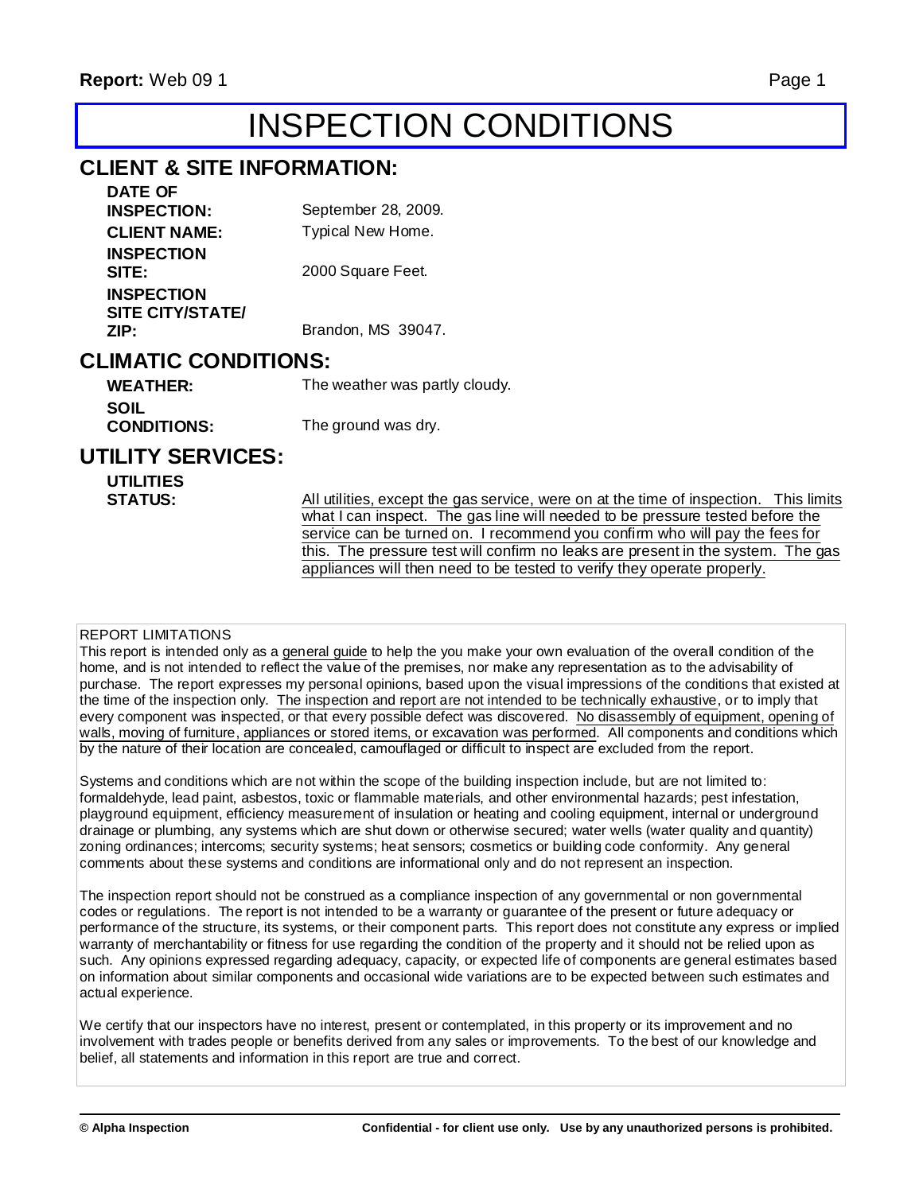# INSPECTION CONDITIONS

## CLIENT & SITE INFORMATION:

**DATE OF INSPECTION:** September 28, 2009.

**CLIENT NAME:** Typical New Home.

**INSPECTION SITE:** 2000 Square Feet.

**INSPECTION SITE CITY/STATE/ ZIP:** Brandon, MS 39047.

## CLIMATIC CONDITIONS:

**WEATHER:** The weather was partly cloudy.

**SOIL CONDITIONS:** The ground was dry.

## UTILITY SERVICES:

**UTILITIES STATUS:** All utilities, except the gas service, were on at the time of inspection. This limits what I can inspect. The gas line will needed to be pressure tested before the service can be turned on. I recommend you confirm who will pay the fees for this. The pressure test will confirm no leaks are present in the system. The gas appliances will then need to be tested to verify they operate properly.

REPORT LIMITATIONS

This report is intended only as a general guide to help the you make your own evaluation of the overall condition of the home, and is not intended to reflect the value of the premises, nor make any representation as to the advisability of purchase. The report expresses my personal opinions, based upon the visual impressions of the conditions that existed at the time of the inspection only. The inspection and report are not intended to be technically exhaustive, or to imply that every component was inspected, or that every possible defect was discovered. No disassembly of equipment, opening of walls, moving of furniture, appliances or stored items, or excavation was performed. All components and conditions which by the nature of their location are concealed, camouflaged or difficult to inspect are excluded from the report.

Systems and conditions which are not within the scope of the building inspection include, but are not limited to: formaldehyde, lead paint, asbestos, toxic or flammable materials, and other environmental hazards; pest infestation, playground equipment, efficiency measurement of insulation or heating and cooling equipment, internal or underground drainage or plumbing, any systems which are shut down or otherwise secured; water wells (water quality and quantity) zoning ordinances; intercoms; security systems; heat sensors; cosmetics or building code conformity. Any general comments about these systems and conditions are informational only and do not represent an inspection.

The inspection report should not be construed as a compliance inspection of any governmental or non governmental codes or regulations. The report is not intended to be a warranty or guarantee of the present or future adequacy or performance of the structure, its systems, or their component parts. This report does not constitute any express or implied warranty of merchantability or fitness for use regarding the condition of the property and it should not be relied upon as such. Any opinions expressed regarding adequacy, capacity, or expected life of components are general estimates based on information about similar components and occasional wide variations are to be expected between such estimates and actual experience.

We certify that our inspectors have no interest, present or contemplated, in this property or its improvement and no involvement with trades people or benefits derived from any sales or improvements. To the best of our knowledge and belief, all statements and information in this report are true and correct.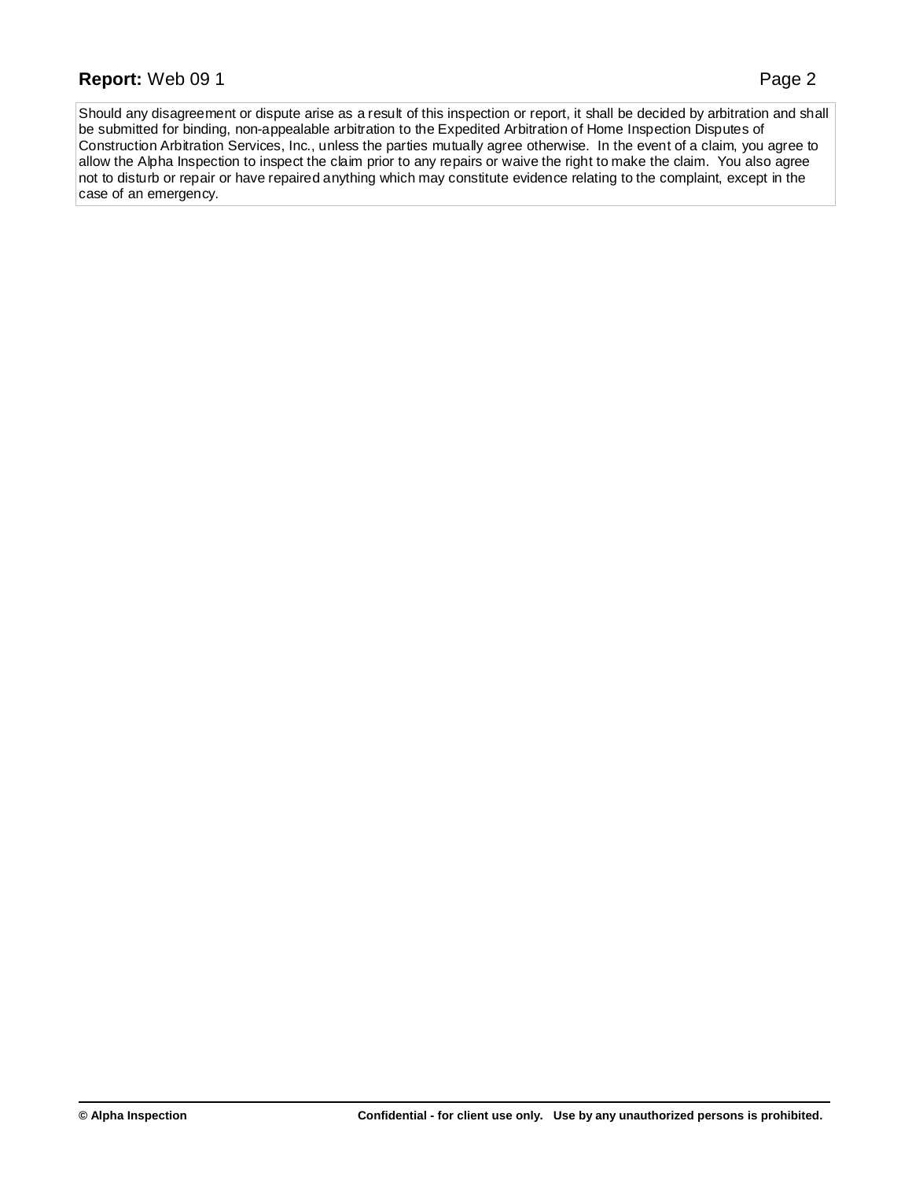Should any disagreement or dispute arise as a result of this inspection or report, it shall be decided by arbitration and shall be submitted for binding, non-appealable arbitration to the Expedited Arbitration of Home Inspection Disputes of Construction Arbitration Services, Inc., unless the parties mutually agree otherwise. In the event of a claim, you agree to allow the Alpha Inspection to inspect the claim prior to any repairs or waive the right to make the claim. You also agree not to disturb or repair or have repaired anything which may constitute evidence relating to the complaint, except in the case of an emergency.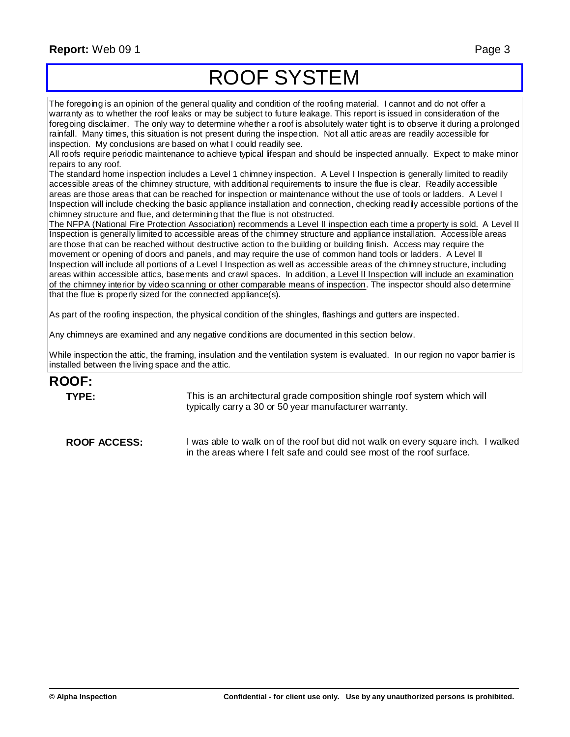# ROOF SYSTEM

The foregoing is an opinion of the general quality and condition of the roofing material. I cannot and do not offer a warranty as to whether the roof leaks or may be subject to future leakage. This report is issued in consideration of the foregoing disclaimer. The only way to determine whether a roof is absolutely water tight is to observe it during a prolonged rainfall. Many times, this situation is not present during the inspection. Not all attic areas are readily accessible for inspection. My conclusions are based on what I could readily see.

All roofs require periodic maintenance to achieve typical lifespan and should be inspected annually. Expect to make minor repairs to any roof.

The standard home inspection includes a Level 1 chimney inspection. A Level I Inspection is generally limited to readily accessible areas of the chimney structure, with additional requirements to insure the flue is clear. Readily accessible areas are those areas that can be reached for inspection or maintenance without the use of tools or ladders. A Level I Inspection will include checking the basic appliance installation and connection, checking readily accessible portions of the chimney structure and flue, and determining that the flue is not obstructed.

<u>The NFPA (National Fire Protection Association) recommends a Level II inspection each time a property is sold.</u> A Level II Inspection is generally limited to accessible areas of the chimney structure and appliance installation. Accessible areas are those that can be reached without destructive action to the building or building finish. Access may require the movement or opening of doors and panels, and may require the use of common hand tools or ladders. A Level II Inspection will include all portions of a Level I Inspection as well as accessible areas of the chimney structure, including areas within accessible attics, basements and crawl spaces. In addition, <u>a Level II Inspection will include an examination of the chimney interior by video scanning or other comparable means of inspection</u>. The inspector should also determine that the flue is properly sized for the connected appliance(s).

As part of the roofing inspection, the physical condition of the shingles, flashings and gutters are inspected.

Any chimneys are examined and any negative conditions are documented in this section below.

While inspection the attic, the framing, insulation and the ventilation system is evaluated. In our region no vapor barrier is installed between the living space and the attic.

## ROOF:

**TYPE:** This is an architectural grade composition shingle roof system which will typically carry a 30 or 50 year manufacturer warranty.

**ROOF ACCESS:** I was able to walk on of the roof but did not walk on every square inch. I walked in the areas where I felt safe and could see most of the roof surface.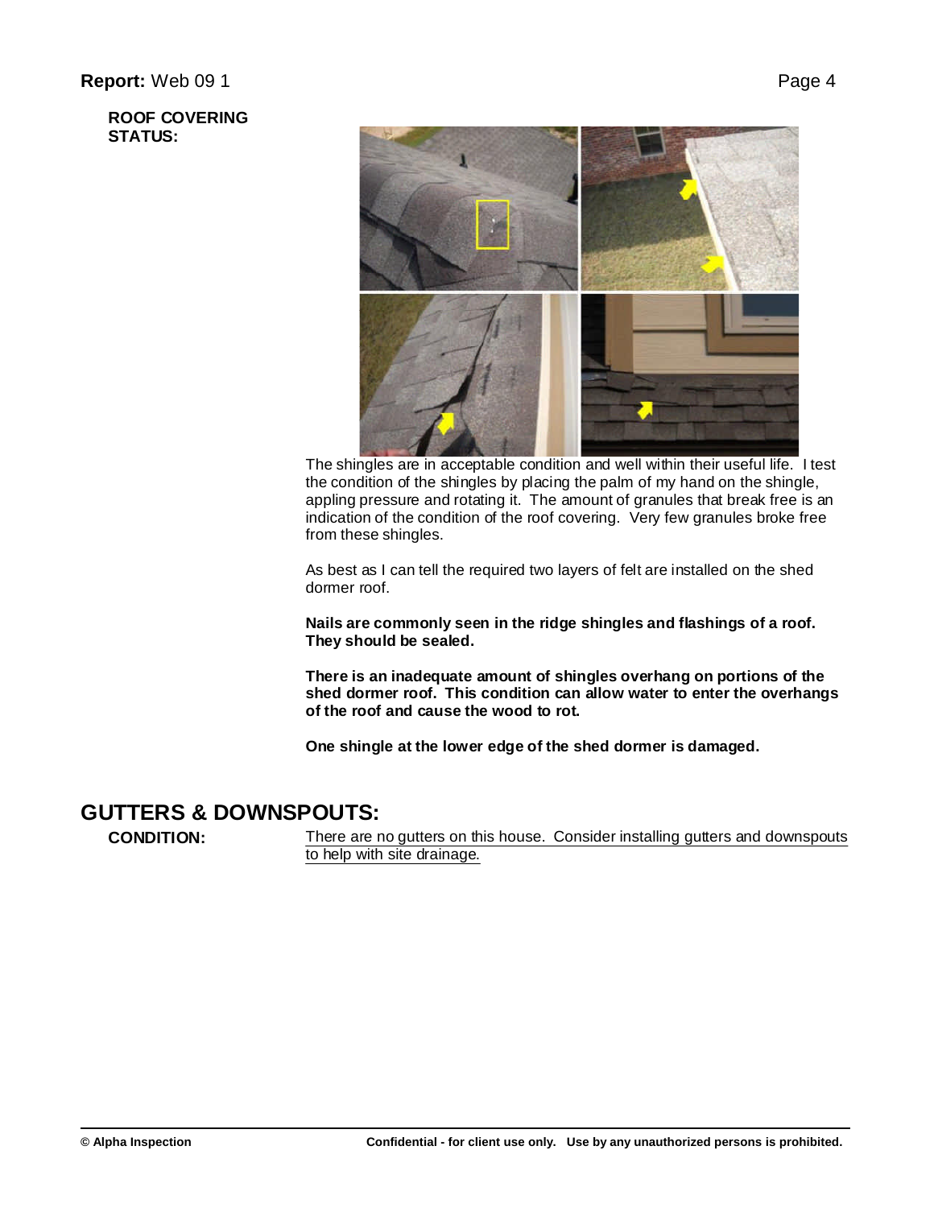**ROOF COVERING STATUS:**

The shingles are in acceptable condition and well within their useful life. I test the condition of the shingles by placing the palm of my hand on the shingle, appling pressure and rotating it. The amount of granules that break free is an indication of the condition of the roof covering. Very few granules broke free from these shingles.

As best as I can tell the required two layers of felt are installed on the shed dormer roof.

**Nails are commonly seen in the ridge shingles and flashings of a roof. They should be sealed.**

**There is an inadequate amount of shingles overhang on portions of the shed dormer roof. This condition can allow water to enter the overhangs of the roof and cause the wood to rot.**

**One shingle at the lower edge of the shed dormer is damaged.**

## GUTTERS & DOWNSPOUTS:

**CONDITION:** There are no gutters on this house. Consider installing gutters and downspouts to help with site drainage.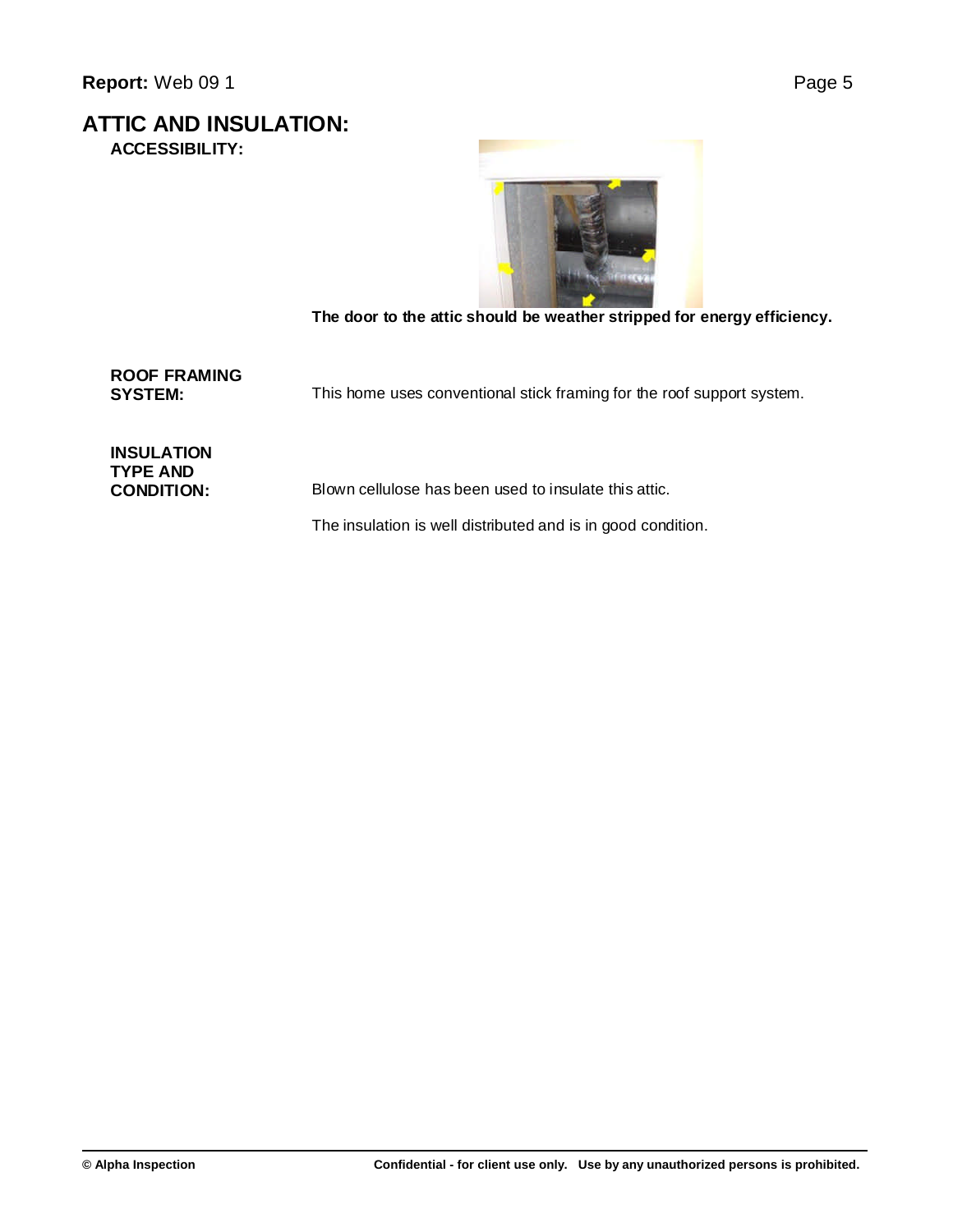# ATTIC AND INSULATION:

**ACCESSIBILITY:**

**The door to the attic should be weather stripped for energy efficiency.**

**ROOF FRAMING SYSTEM:**

This home uses conventional stick framing for the roof support system.

**INSULATION TYPE AND CONDITION:**

Blown cellulose has been used to insulate this attic.

The insulation is well distributed and is in good condition.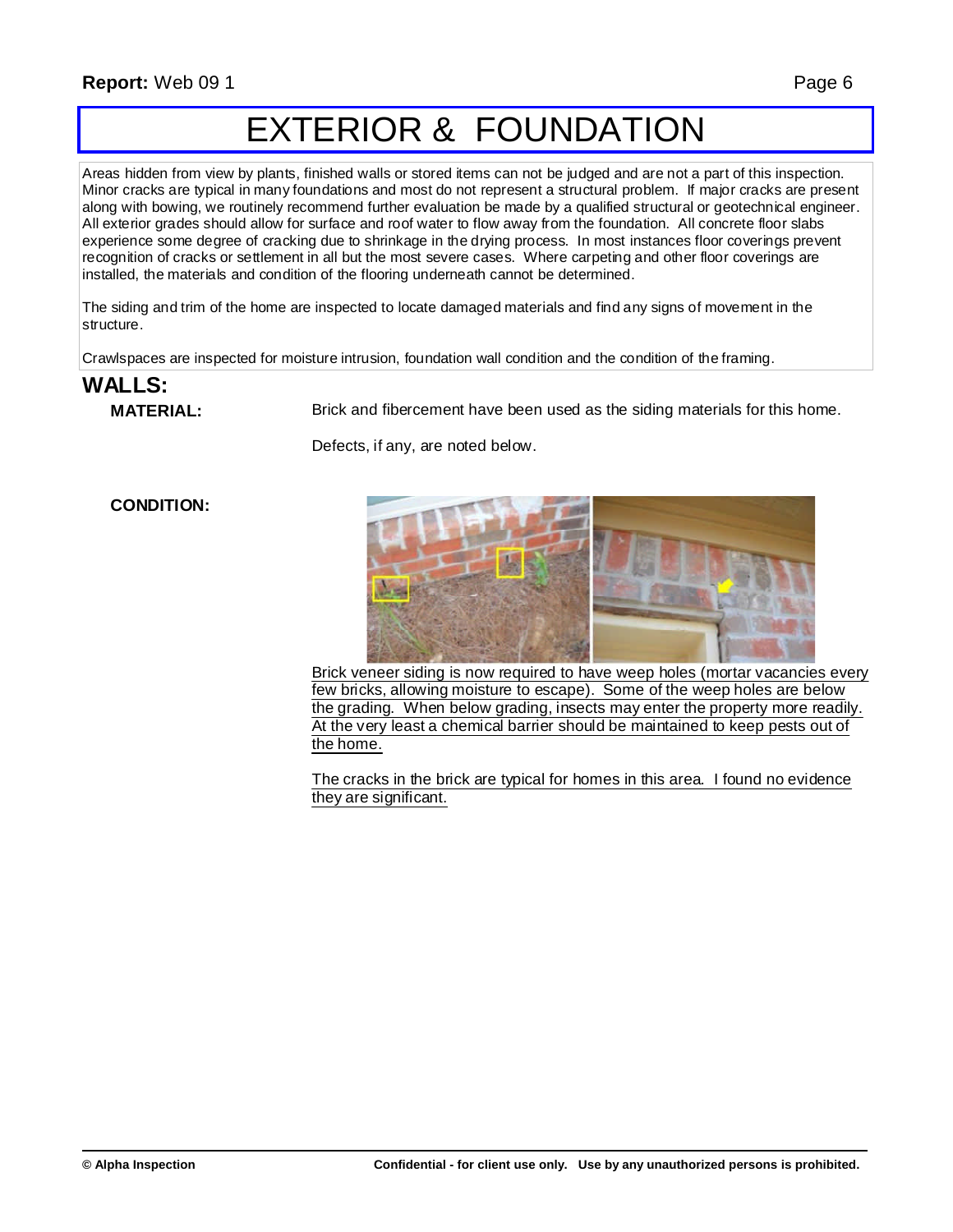# EXTERIOR & FOUNDATION

Areas hidden from view by plants, finished walls or stored items can not be judged and are not a part of this inspection. Minor cracks are typical in many foundations and most do not represent a structural problem. If major cracks are present along with bowing, we routinely recommend further evaluation be made by a qualified structural or geotechnical engineer. All exterior grades should allow for surface and roof water to flow away from the foundation. All concrete floor slabs experience some degree of cracking due to shrinkage in the drying process. In most instances floor coverings prevent recognition of cracks or settlement in all but the most severe cases. Where carpeting and other floor coverings are installed, the materials and condition of the flooring underneath cannot be determined.

The siding and trim of the home are inspected to locate damaged materials and find any signs of movement in the structure.

Crawlspaces are inspected for moisture intrusion, foundation wall condition and the condition of the framing.

## WALLS:

**MATERIAL:** Brick and fibercement have been used as the siding materials for this home.

Defects, if any, are noted below.

**CONDITION:**

Brick veneer siding is now required to have weep holes (mortar vacancies every few bricks, allowing moisture to escape). Some of the weep holes are below the grading. When below grading, insects may enter the property more readily. At the very least a chemical barrier should be maintained to keep pests out of the home.

The cracks in the brick are typical for homes in this area. I found no evidence they are significant.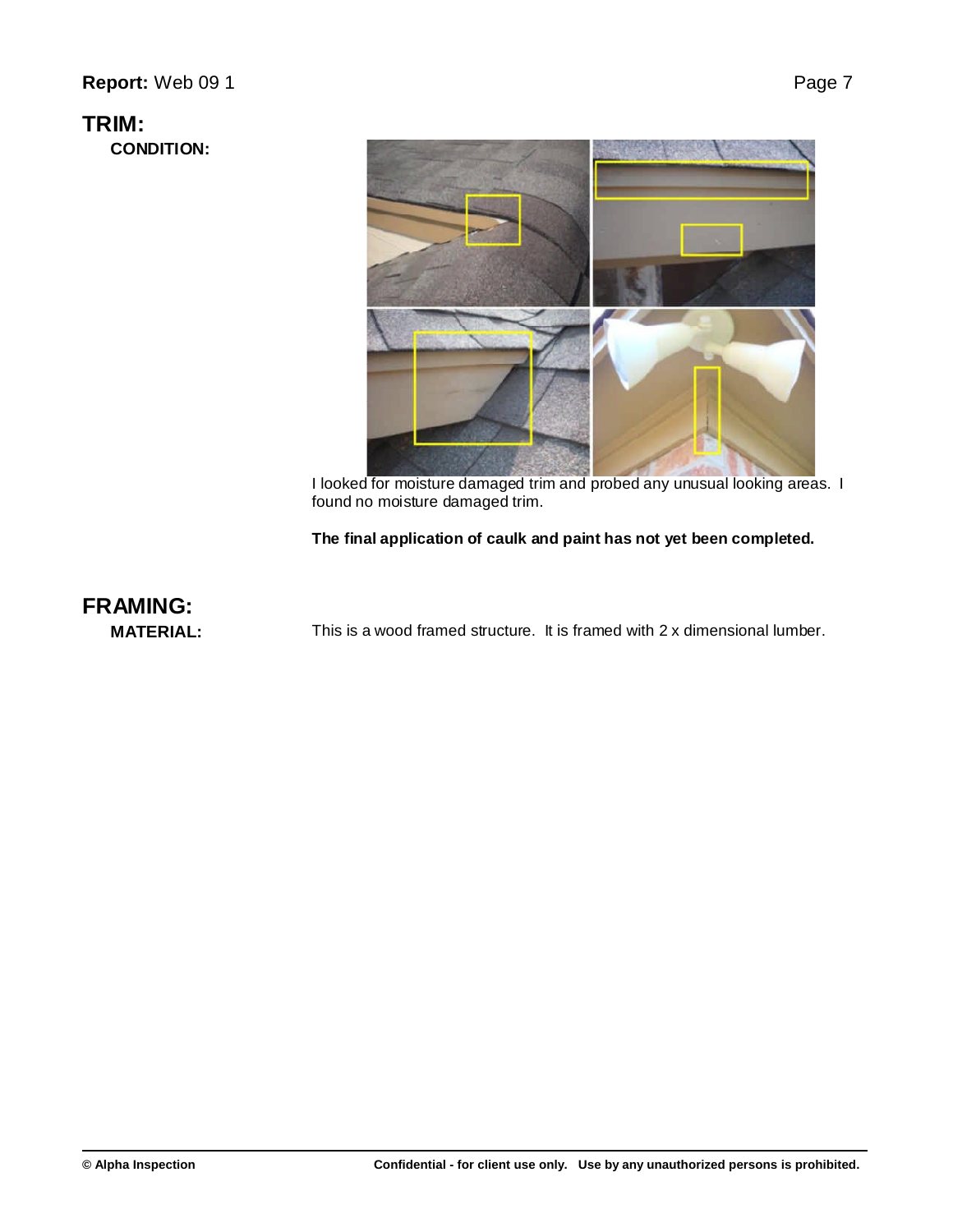## TRIM:

**CONDITION:**

I looked for moisture damaged trim and probed any unusual looking areas. I found no moisture damaged trim.

**The final application of caulk and paint has not yet been completed.**

## FRAMING:

**MATERIAL:**

This is a wood framed structure. It is framed with 2 x dimensional lumber.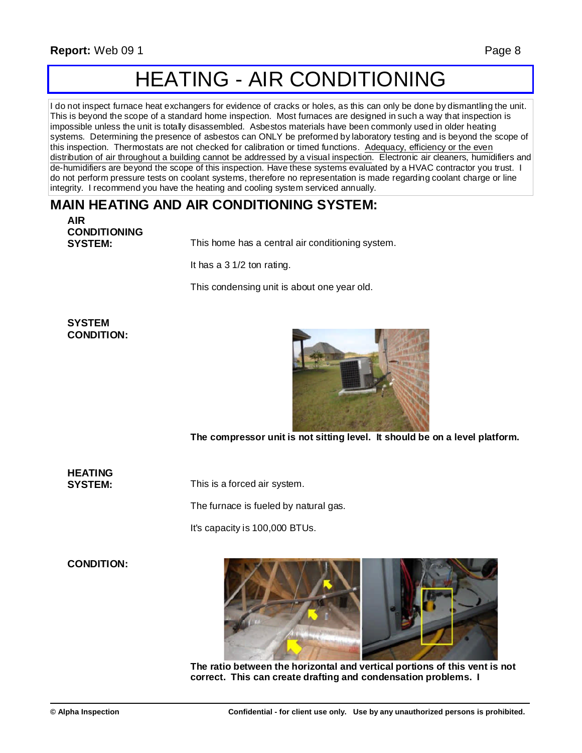# HEATING - AIR CONDITIONING

I do not inspect furnace heat exchangers for evidence of cracks or holes, as this can only be done by dismantling the unit. This is beyond the scope of a standard home inspection. Most furnaces are designed in such a way that inspection is impossible unless the unit is totally disassembled. Asbestos materials have been commonly used in older heating systems. Determining the presence of asbestos can ONLY be preformed by laboratory testing and is beyond the scope of this inspection. Thermostats are not checked for calibration or timed functions. Adequacy, efficiency or the even distribution of air throughout a building cannot be addressed by a visual inspection. Electronic air cleaners, humidifiers and de-humidifiers are beyond the scope of this inspection. Have these systems evaluated by a HVAC contractor you trust. I do not perform pressure tests on coolant systems, therefore no representation is made regarding coolant charge or line integrity. I recommend you have the heating and cooling system serviced annually.

## MAIN HEATING AND AIR CONDITIONING SYSTEM:

**AIR CONDITIONING SYSTEM:**

This home has a central air conditioning system.

It has a 3 1/2 ton rating.

This condensing unit is about one year old.

**SYSTEM CONDITION:**

**The compressor unit is not sitting level. It should be on a level platform.**

**HEATING SYSTEM:**

This is a forced air system.

The furnace is fueled by natural gas.

It's capacity is 100,000 BTUs.

**CONDITION:**

**The ratio between the horizontal and vertical portions of this vent is not correct. This can create drafting and condensation problems. I**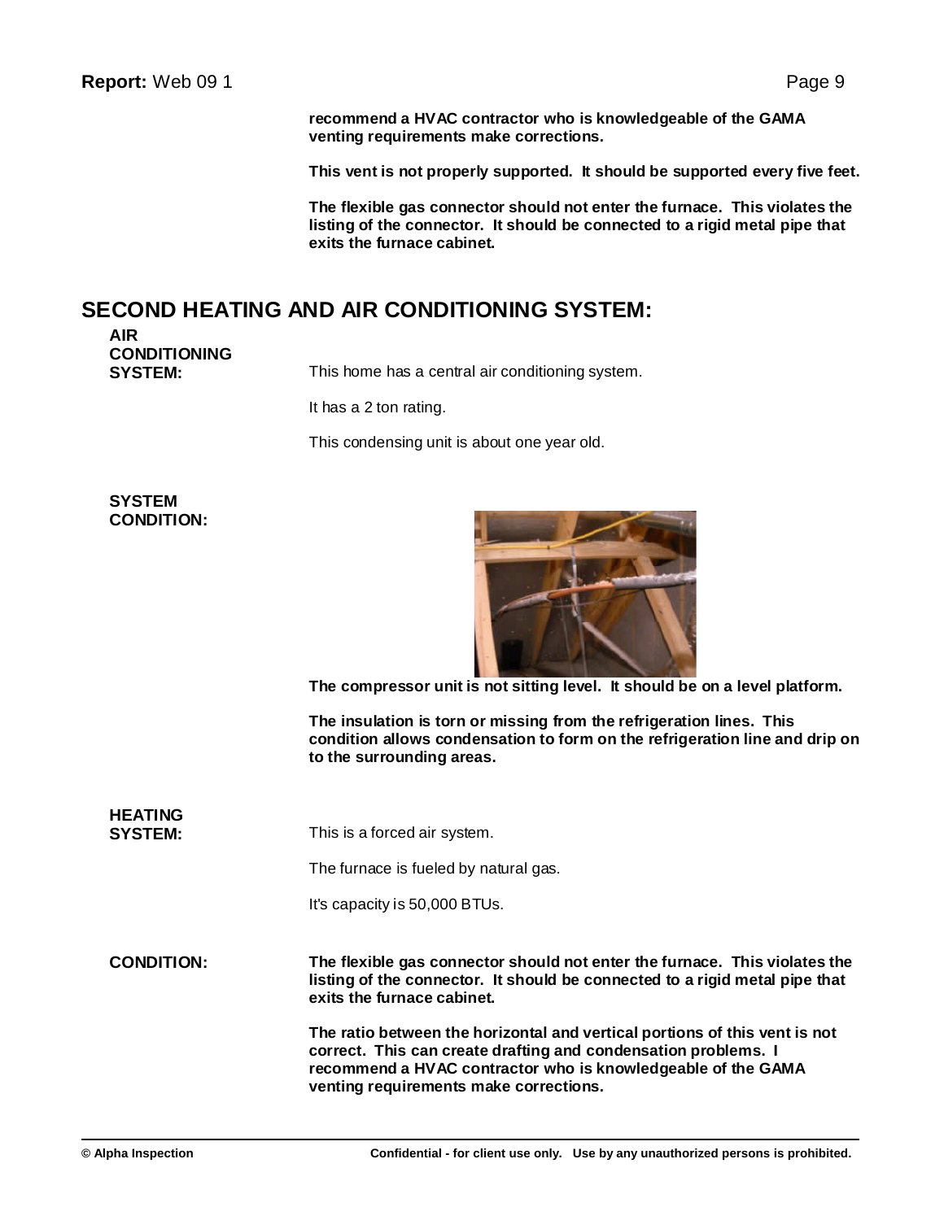**recommend a HVAC contractor who is knowledgeable of the GAMA venting requirements make corrections.**

**This vent is not properly supported. It should be supported every five feet.**

**The flexible gas connector should not enter the furnace. This violates the listing of the connector. It should be connected to a rigid metal pipe that exits the furnace cabinet.**

## SECOND HEATING AND AIR CONDITIONING SYSTEM:

**AIR CONDITIONING SYSTEM:**

This home has a central air conditioning system.

It has a 2 ton rating.

This condensing unit is about one year old.

**SYSTEM CONDITION:**

**The compressor unit is not sitting level. It should be on a level platform.**

**The insulation is torn or missing from the refrigeration lines. This condition allows condensation to form on the refrigeration line and drip on to the surrounding areas.**

**HEATING SYSTEM:**

This is a forced air system.

The furnace is fueled by natural gas.

It's capacity is 50,000 BTUs.

**CONDITION:**

**The flexible gas connector should not enter the furnace. This violates the listing of the connector. It should be connected to a rigid metal pipe that exits the furnace cabinet.**

**The ratio between the horizontal and vertical portions of this vent is not correct. This can create drafting and condensation problems. I recommend a HVAC contractor who is knowledgeable of the GAMA venting requirements make corrections.**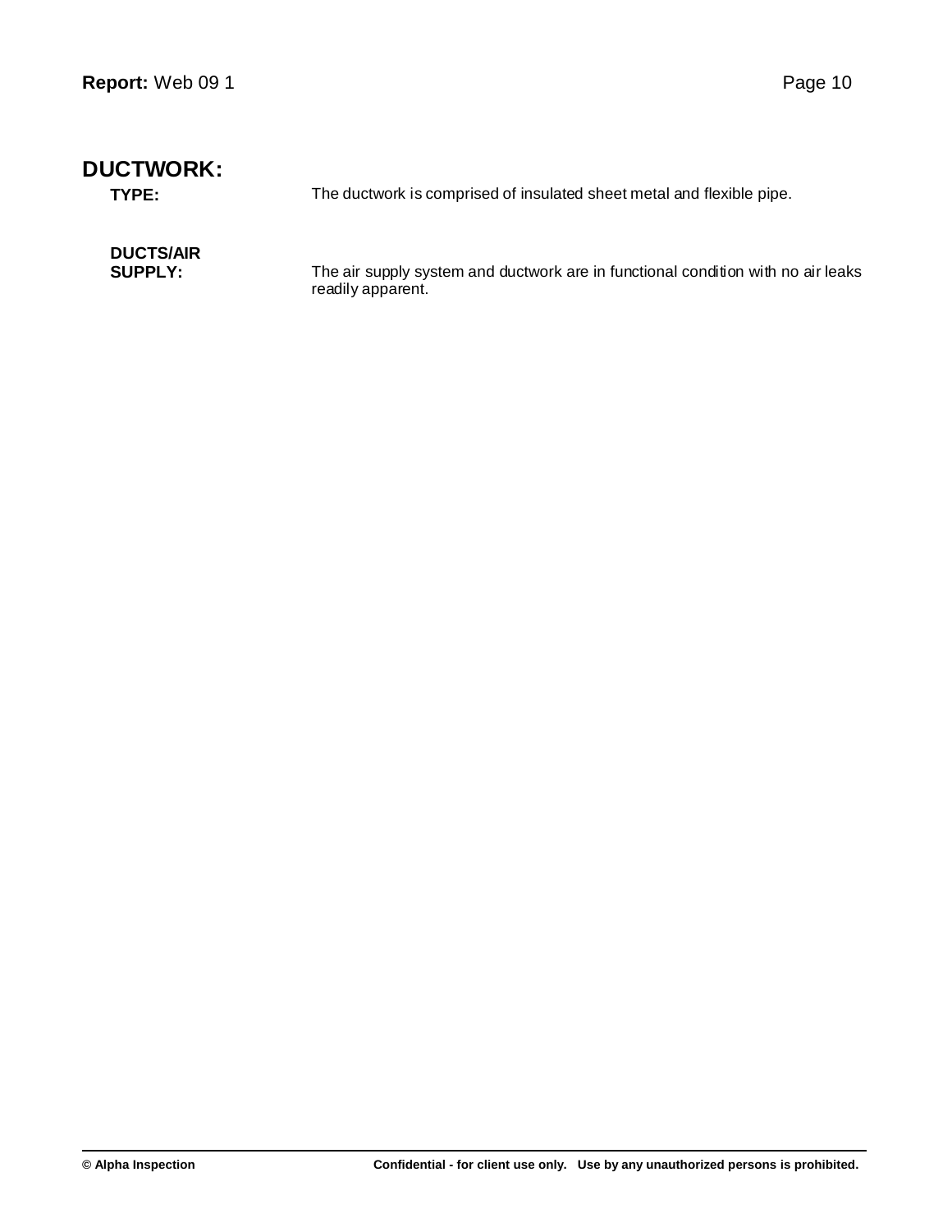## DUCTWORK:

**TYPE:** The ductwork is comprised of insulated sheet metal and flexible pipe.

**DUCTS/AIR SUPPLY:** The air supply system and ductwork are in functional condition with no air leaks readily apparent.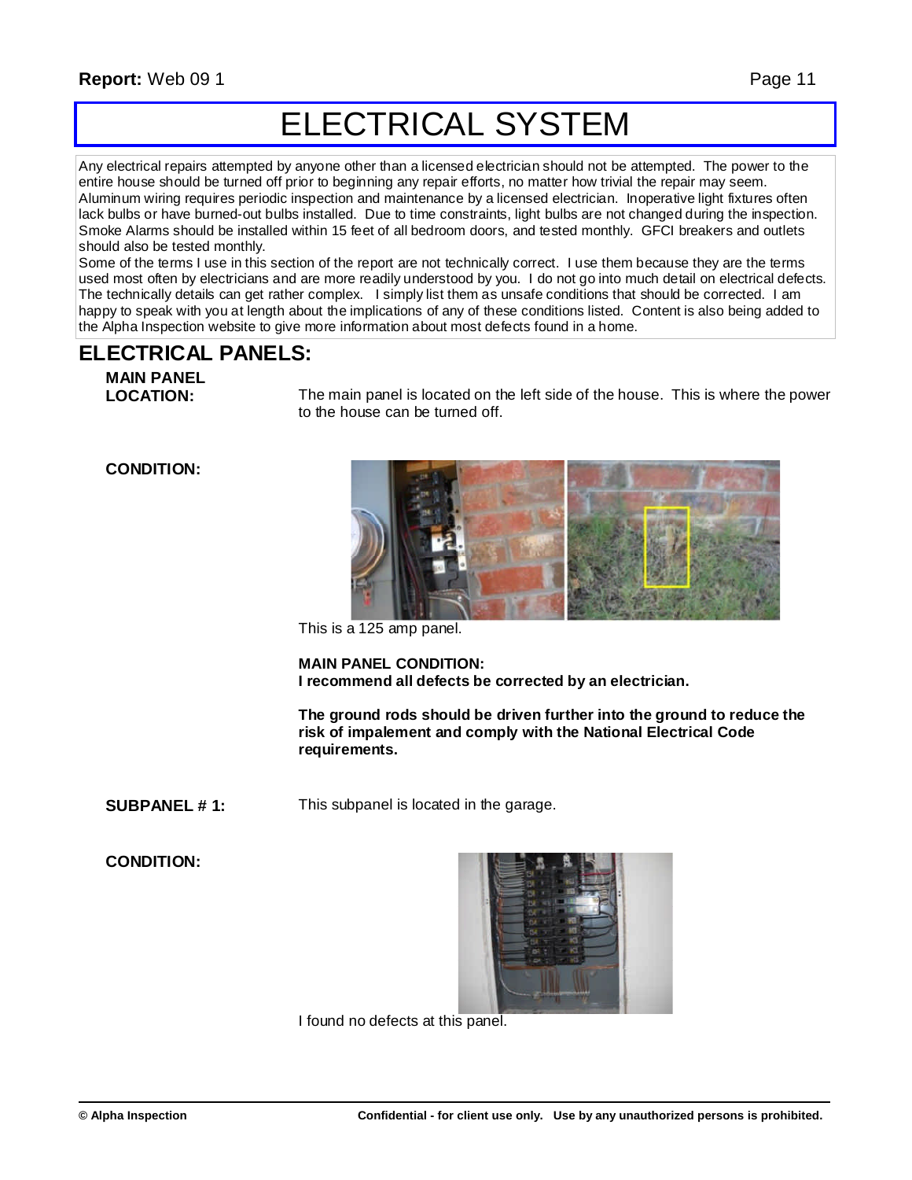# ELECTRICAL SYSTEM

Any electrical repairs attempted by anyone other than a licensed electrician should not be attempted. The power to the entire house should be turned off prior to beginning any repair efforts, no matter how trivial the repair may seem. Aluminum wiring requires periodic inspection and maintenance by a licensed electrician. Inoperative light fixtures often lack bulbs or have burned-out bulbs installed. Due to time constraints, light bulbs are not changed during the inspection. Smoke Alarms should be installed within 15 feet of all bedroom doors, and tested monthly. GFCI breakers and outlets should also be tested monthly.
Some of the terms I use in this section of the report are not technically correct. I use them because they are the terms used most often by electricians and are more readily understood by you. I do not go into much detail on electrical defects. The technically details can get rather complex. I simply list them as unsafe conditions that should be corrected. I am happy to speak with you at length about the implications of any of these conditions listed. Content is also being added to the Alpha Inspection website to give more information about most defects found in a home.

## ELECTRICAL PANELS:

**MAIN PANEL LOCATION:** The main panel is located on the left side of the house. This is where the power to the house can be turned off.

**CONDITION:**

This is a 125 amp panel.

**MAIN PANEL CONDITION:**
**I recommend all defects be corrected by an electrician.**

**The ground rods should be driven further into the ground to reduce the risk of impalement and comply with the National Electrical Code requirements.**

**SUBPANEL # 1:** This subpanel is located in the garage.

**CONDITION:**

I found no defects at this panel.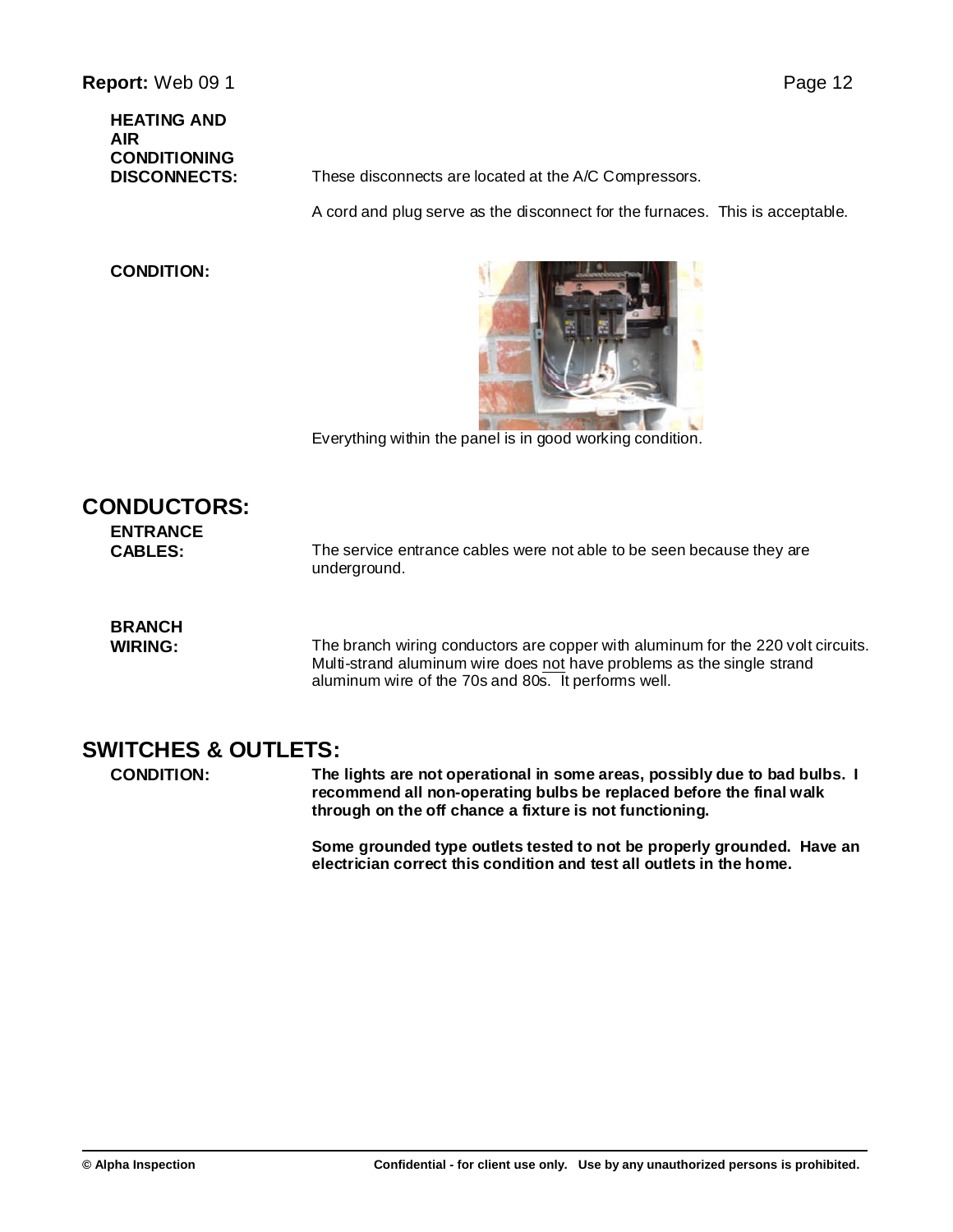**HEATING AND AIR CONDITIONING DISCONNECTS:** These disconnects are located at the A/C Compressors.

A cord and plug serve as the disconnect for the furnaces. This is acceptable.

**CONDITION:**

Everything within the panel is in good working condition.

## CONDUCTORS:

**ENTRANCE CABLES:** The service entrance cables were not able to be seen because they are underground.

**BRANCH WIRING:** The branch wiring conductors are copper with aluminum for the 220 volt circuits. Multi-strand aluminum wire does not have problems as the single strand aluminum wire of the 70s and 80s. It performs well.

## SWITCHES & OUTLETS:

**CONDITION:** **The lights are not operational in some areas, possibly due to bad bulbs. I recommend all non-operating bulbs be replaced before the final walk through on the off chance a fixture is not functioning.**

**Some grounded type outlets tested to not be properly grounded. Have an electrician correct this condition and test all outlets in the home.**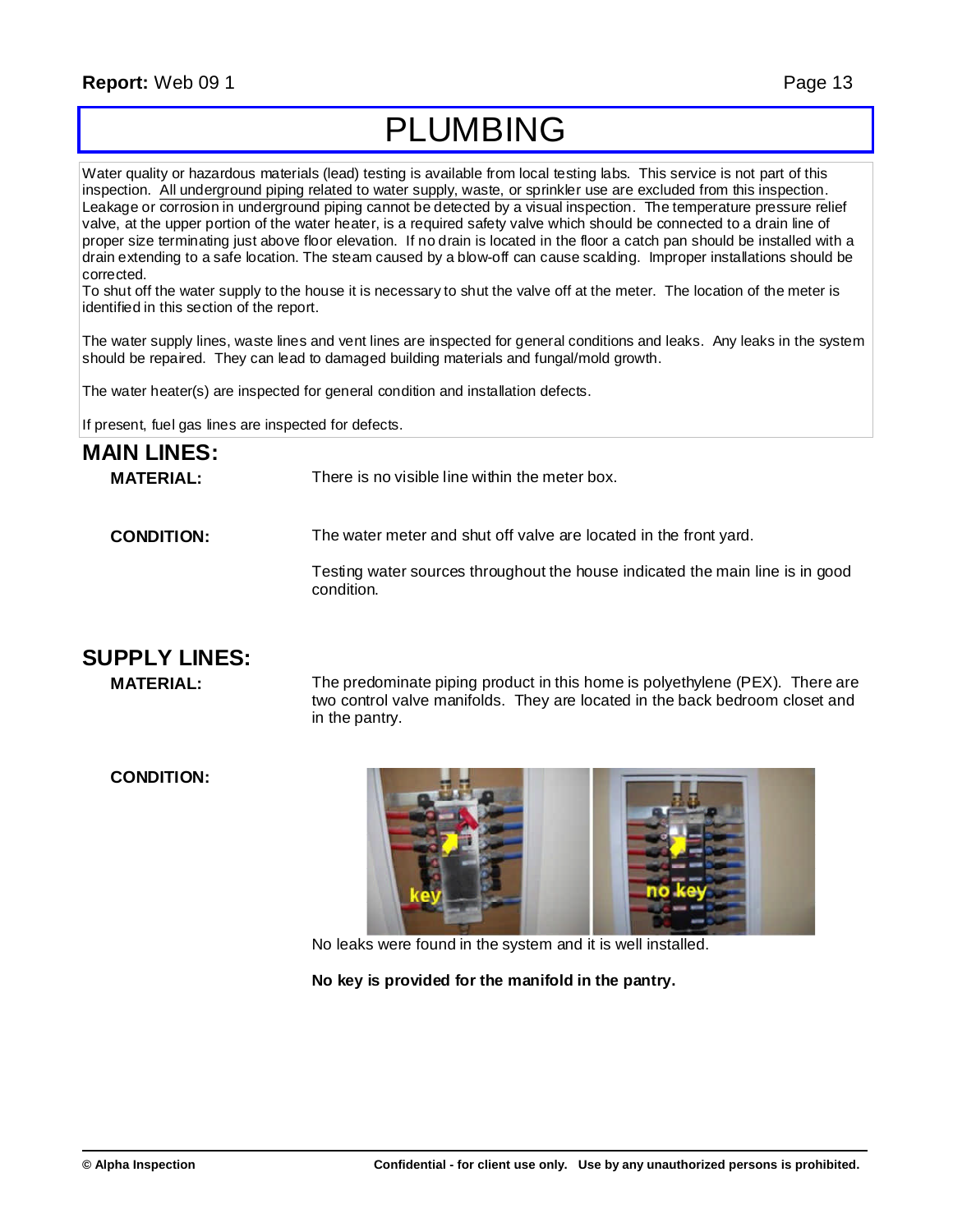# PLUMBING

Water quality or hazardous materials (lead) testing is available from local testing labs. This service is not part of this inspection. All underground piping related to water supply, waste, or sprinkler use are excluded from this inspection. Leakage or corrosion in underground piping cannot be detected by a visual inspection. The temperature pressure relief valve, at the upper portion of the water heater, is a required safety valve which should be connected to a drain line of proper size terminating just above floor elevation. If no drain is located in the floor a catch pan should be installed with a drain extending to a safe location. The steam caused by a blow-off can cause scalding. Improper installations should be corrected.
To shut off the water supply to the house it is necessary to shut the valve off at the meter. The location of the meter is identified in this section of the report.

The water supply lines, waste lines and vent lines are inspected for general conditions and leaks. Any leaks in the system should be repaired. They can lead to damaged building materials and fungal/mold growth.

The water heater(s) are inspected for general condition and installation defects.

If present, fuel gas lines are inspected for defects.

## MAIN LINES:

**MATERIAL:** There is no visible line within the meter box.

**CONDITION:** The water meter and shut off valve are located in the front yard.

Testing water sources throughout the house indicated the main line is in good condition.

## SUPPLY LINES:

**MATERIAL:** The predominate piping product in this home is polyethylene (PEX). There are two control valve manifolds. They are located in the back bedroom closet and in the pantry.

**CONDITION:**

key

no key

No leaks were found in the system and it is well installed.

**No key is provided for the manifold in the pantry.**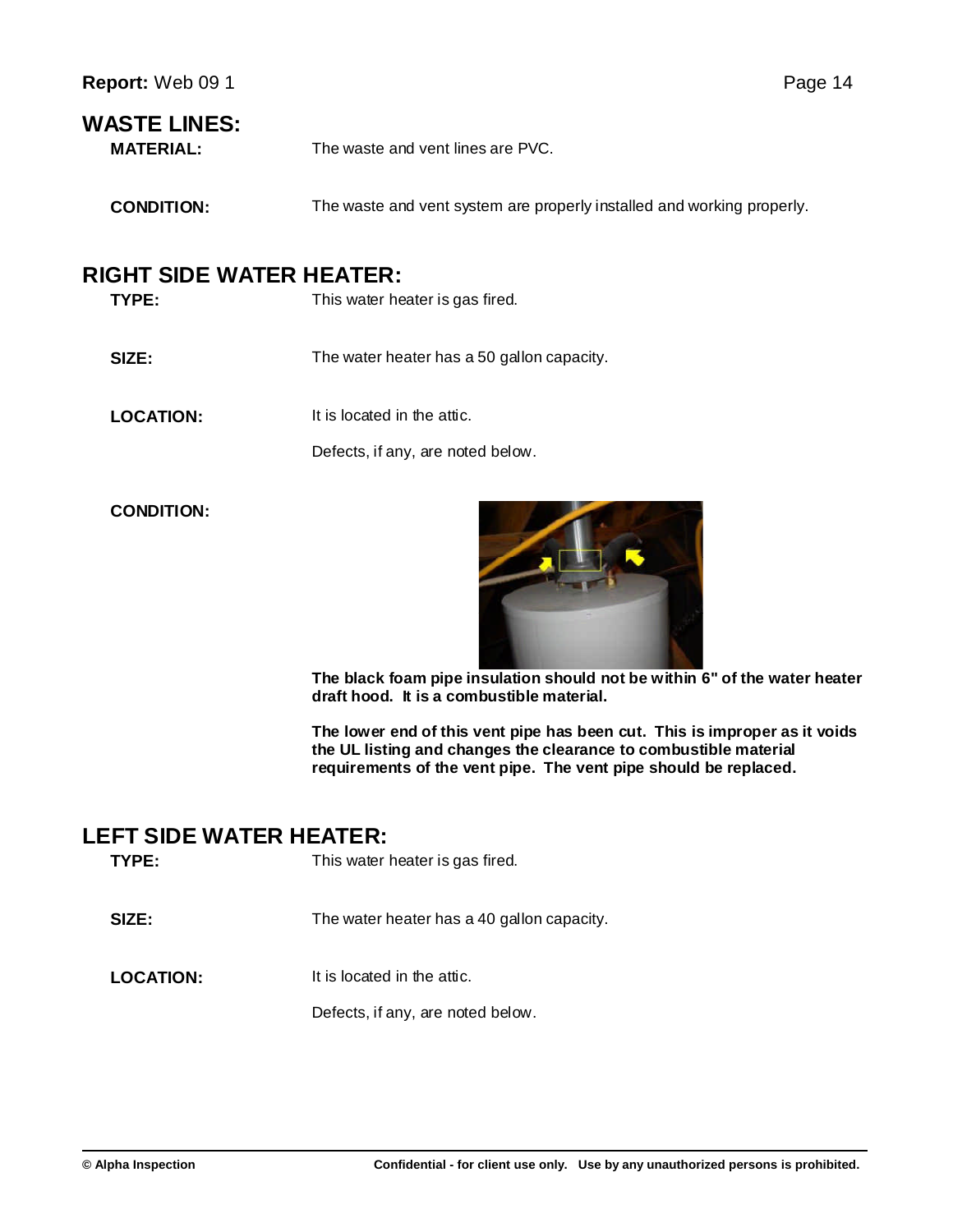## WASTE LINES:

**MATERIAL:** The waste and vent lines are PVC.

**CONDITION:** The waste and vent system are properly installed and working properly.

## RIGHT SIDE WATER HEATER:

**TYPE:** This water heater is gas fired.

**SIZE:** The water heater has a 50 gallon capacity.

**LOCATION:** It is located in the attic.

Defects, if any, are noted below.

**CONDITION:**

**The black foam pipe insulation should not be within 6" of the water heater draft hood. It is a combustible material.**

**The lower end of this vent pipe has been cut. This is improper as it voids the UL listing and changes the clearance to combustible material requirements of the vent pipe. The vent pipe should be replaced.**

## LEFT SIDE WATER HEATER:

**TYPE:** This water heater is gas fired.

**SIZE:** The water heater has a 40 gallon capacity.

**LOCATION:** It is located in the attic.

Defects, if any, are noted below.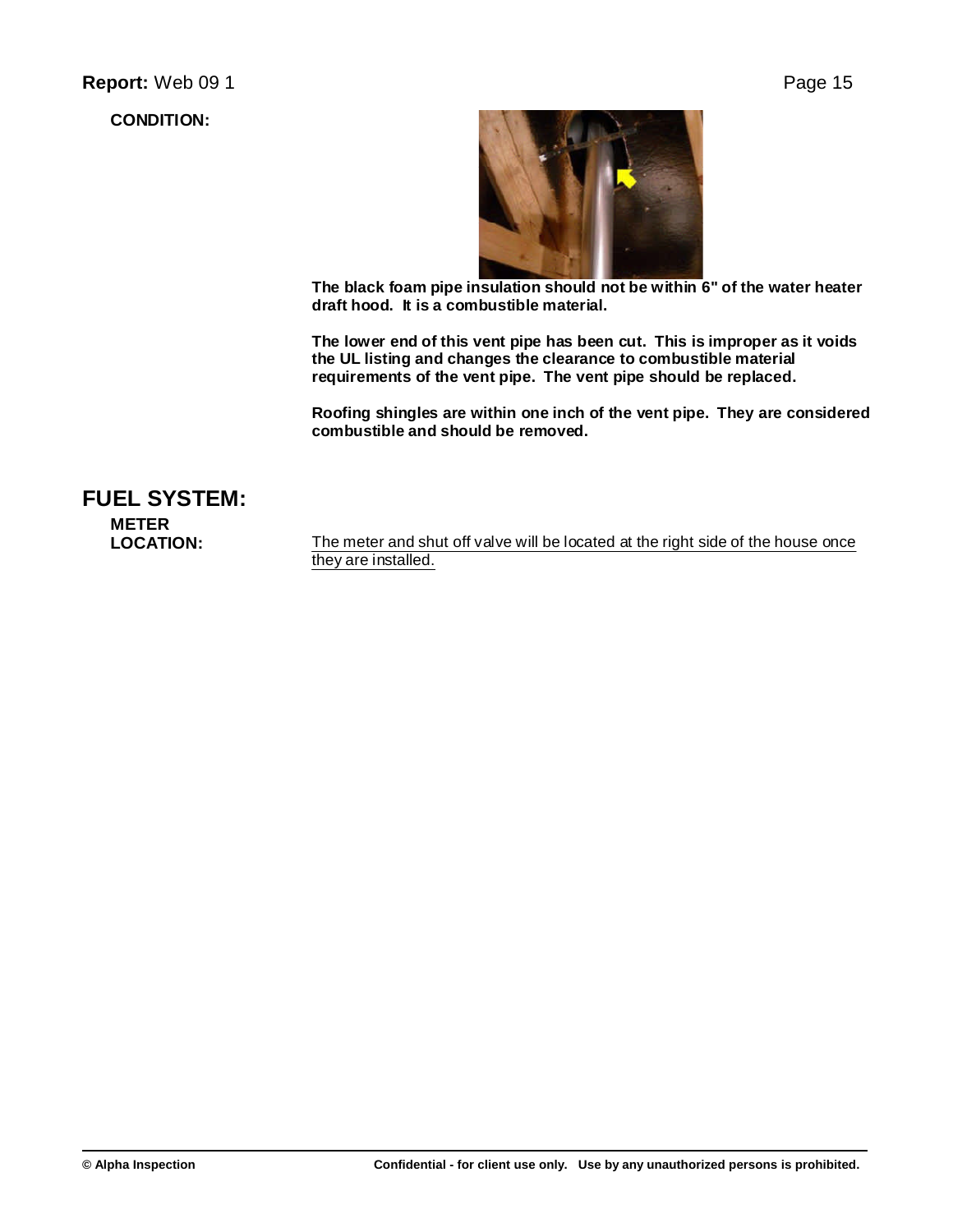**CONDITION:**

**The black foam pipe insulation should not be within 6" of the water heater draft hood. It is a combustible material.**

**The lower end of this vent pipe has been cut. This is improper as it voids the UL listing and changes the clearance to combustible material requirements of the vent pipe. The vent pipe should be replaced.**

**Roofing shingles are within one inch of the vent pipe. They are considered combustible and should be removed.**

## FUEL SYSTEM:

**METER LOCATION:**

The meter and shut off valve will be located at the right side of the house once they are installed.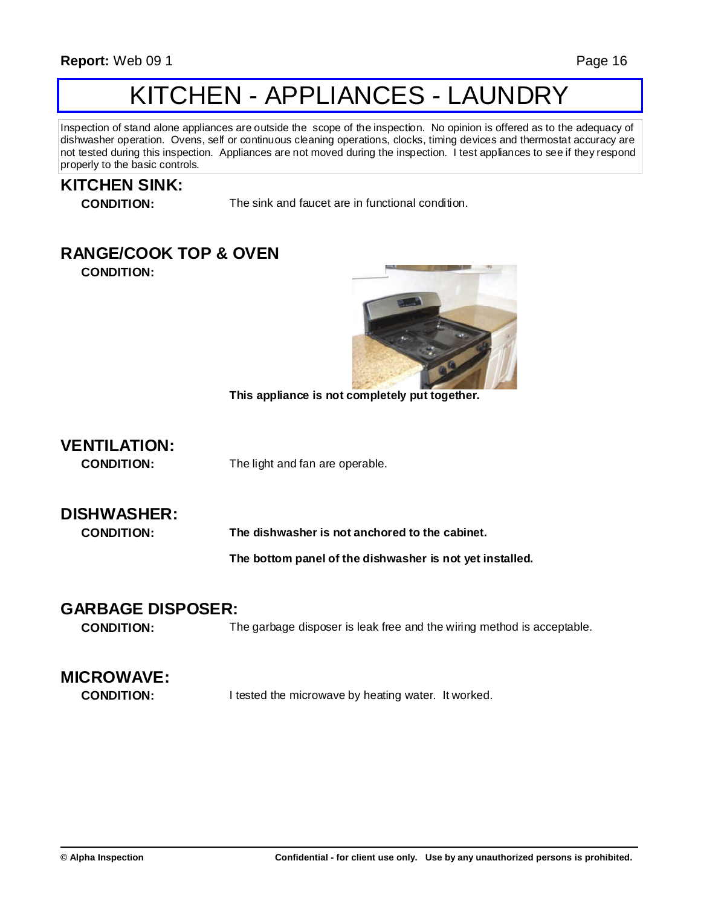# KITCHEN - APPLIANCES - LAUNDRY

Inspection of stand alone appliances are outside the scope of the inspection. No opinion is offered as to the adequacy of dishwasher operation. Ovens, self or continuous cleaning operations, clocks, timing devices and thermostat accuracy are not tested during this inspection. Appliances are not moved during the inspection. I test appliances to see if they respond properly to the basic controls.

## KITCHEN SINK:

**CONDITION:** The sink and faucet are in functional condition.

## RANGE/COOK TOP & OVEN

**CONDITION:**

**This appliance is not completely put together.**

## VENTILATION:

**CONDITION:** The light and fan are operable.

## DISHWASHER:

**CONDITION:** **The dishwasher is not anchored to the cabinet.**

**The bottom panel of the dishwasher is not yet installed.**

## GARBAGE DISPOSER:

**CONDITION:** The garbage disposer is leak free and the wiring method is acceptable.

## MICROWAVE:

**CONDITION:** I tested the microwave by heating water. It worked.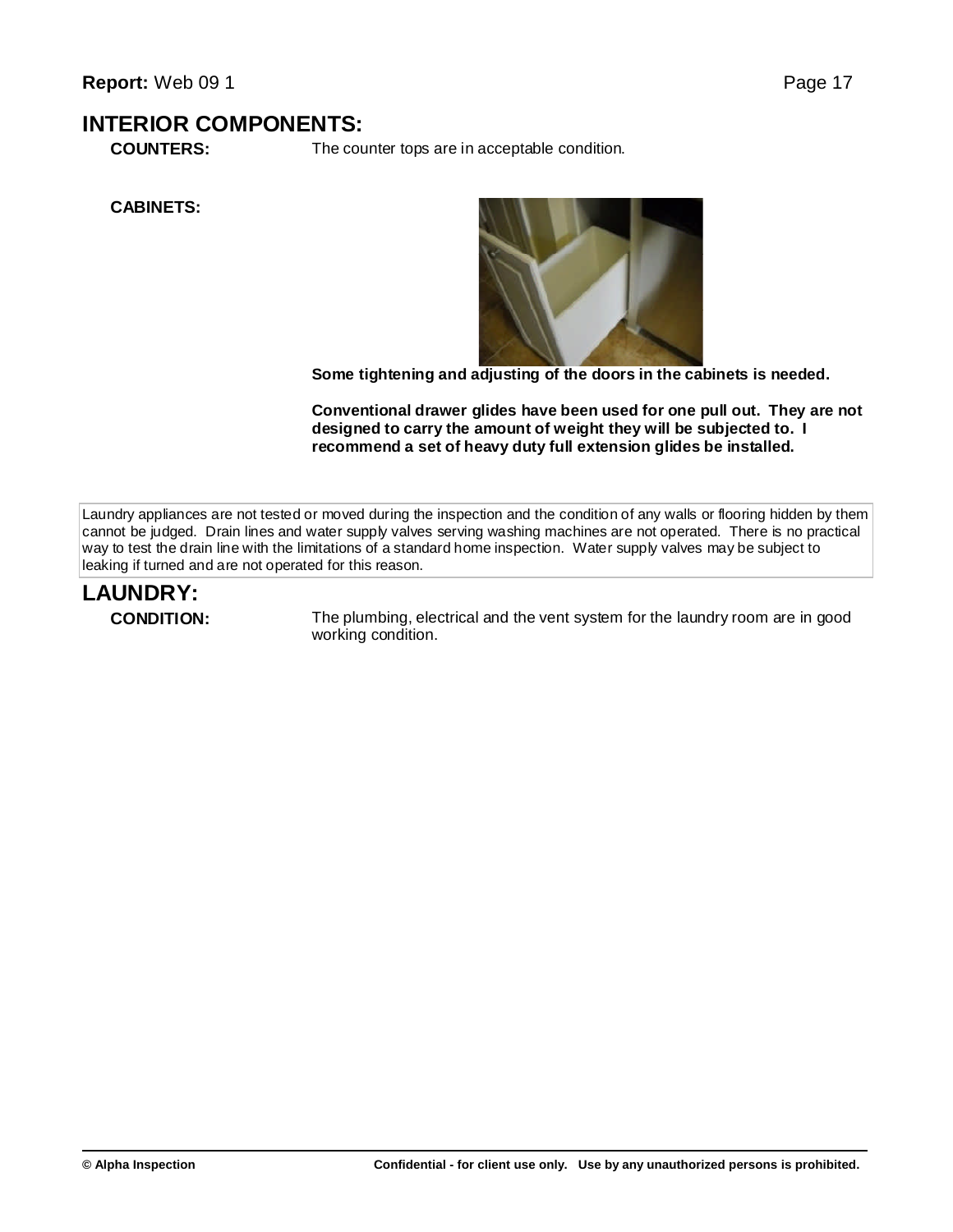## INTERIOR COMPONENTS:

**COUNTERS:** The counter tops are in acceptable condition.

**CABINETS:**

**Some tightening and adjusting of the doors in the cabinets is needed.**

**Conventional drawer glides have been used for one pull out. They are not designed to carry the amount of weight they will be subjected to. I recommend a set of heavy duty full extension glides be installed.**

Laundry appliances are not tested or moved during the inspection and the condition of any walls or flooring hidden by them cannot be judged. Drain lines and water supply valves serving washing machines are not operated. There is no practical way to test the drain line with the limitations of a standard home inspection. Water supply valves may be subject to leaking if turned and are not operated for this reason.

## LAUNDRY:

**CONDITION:** The plumbing, electrical and the vent system for the laundry room are in good working condition.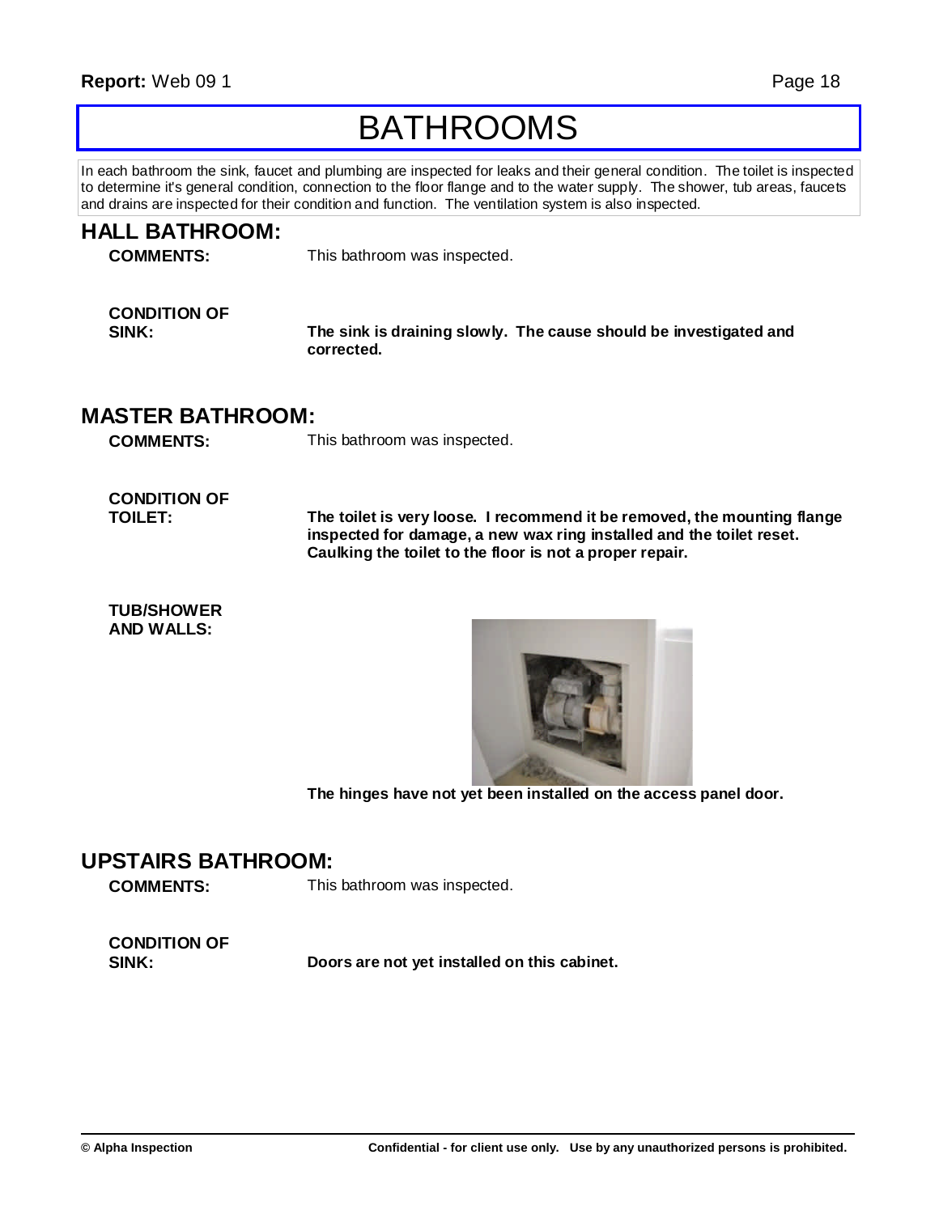# BATHROOMS

In each bathroom the sink, faucet and plumbing are inspected for leaks and their general condition. The toilet is inspected to determine it's general condition, connection to the floor flange and to the water supply. The shower, tub areas, faucets and drains are inspected for their condition and function. The ventilation system is also inspected.

## HALL BATHROOM:

**COMMENTS:** This bathroom was inspected.

**CONDITION OF SINK:** **The sink is draining slowly. The cause should be investigated and corrected.**

## MASTER BATHROOM:

**COMMENTS:** This bathroom was inspected.

**CONDITION OF TOILET:** **The toilet is very loose. I recommend it be removed, the mounting flange inspected for damage, a new wax ring installed and the toilet reset. Caulking the toilet to the floor is not a proper repair.**

**TUB/SHOWER AND WALLS:**

**The hinges have not yet been installed on the access panel door.**

## UPSTAIRS BATHROOM:

**COMMENTS:** This bathroom was inspected.

**CONDITION OF SINK:** **Doors are not yet installed on this cabinet.**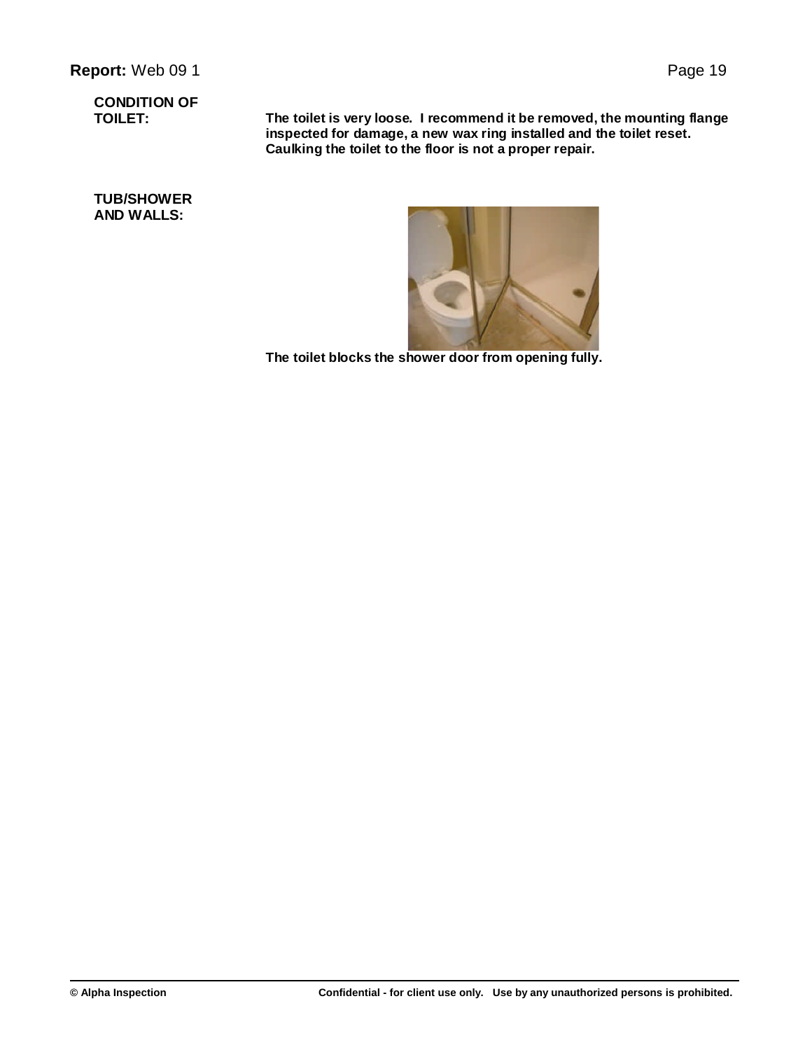**CONDITION OF TOILET:**

The toilet is very loose. I recommend it be removed, the mounting flange inspected for damage, a new wax ring installed and the toilet reset. Caulking the toilet to the floor is not a proper repair.

**TUB/SHOWER AND WALLS:**

The toilet blocks the shower door from opening fully.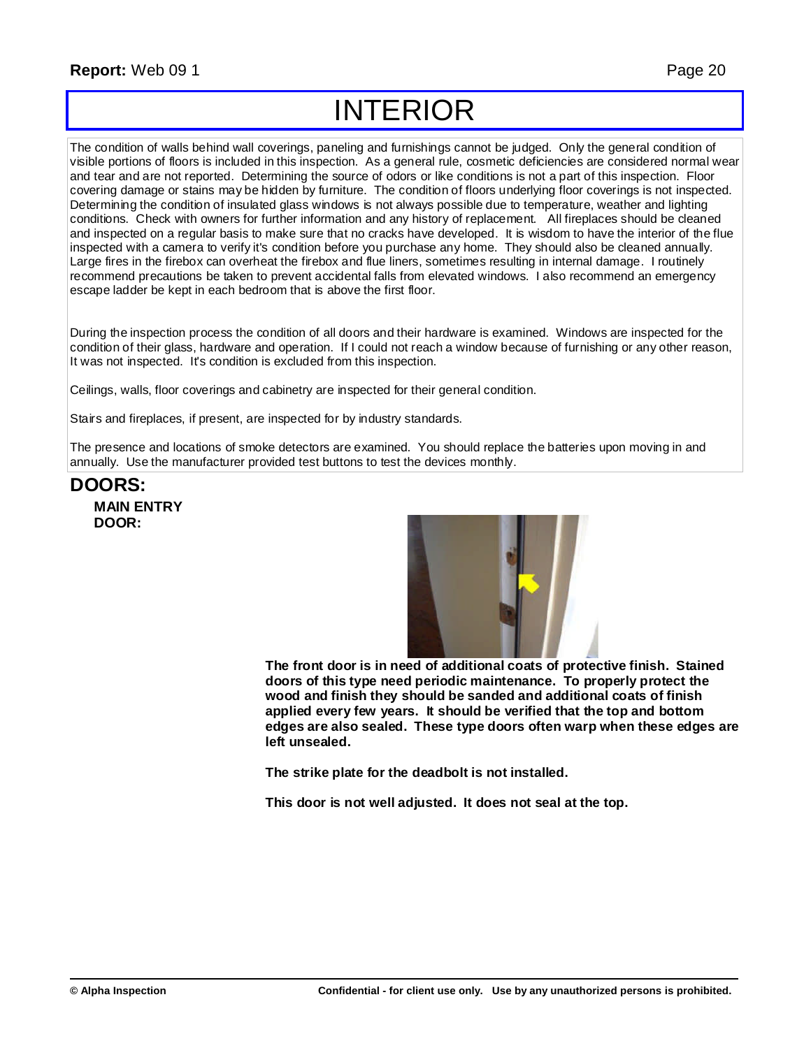# INTERIOR

The condition of walls behind wall coverings, paneling and furnishings cannot be judged. Only the general condition of visible portions of floors is included in this inspection. As a general rule, cosmetic deficiencies are considered normal wear and tear and are not reported. Determining the source of odors or like conditions is not a part of this inspection. Floor covering damage or stains may be hidden by furniture. The condition of floors underlying floor coverings is not inspected. Determining the condition of insulated glass windows is not always possible due to temperature, weather and lighting conditions. Check with owners for further information and any history of replacement. All fireplaces should be cleaned and inspected on a regular basis to make sure that no cracks have developed. It is wisdom to have the interior of the flue inspected with a camera to verify it's condition before you purchase any home. They should also be cleaned annually. Large fires in the firebox can overheat the firebox and flue liners, sometimes resulting in internal damage. I routinely recommend precautions be taken to prevent accidental falls from elevated windows. I also recommend an emergency escape ladder be kept in each bedroom that is above the first floor.

During the inspection process the condition of all doors and their hardware is examined. Windows are inspected for the condition of their glass, hardware and operation. If I could not reach a window because of furnishing or any other reason, It was not inspected. It's condition is excluded from this inspection.

Ceilings, walls, floor coverings and cabinetry are inspected for their general condition.

Stairs and fireplaces, if present, are inspected for by industry standards.

The presence and locations of smoke detectors are examined. You should replace the batteries upon moving in and annually. Use the manufacturer provided test buttons to test the devices monthly.

## DOORS:

### MAIN ENTRY DOOR:

**The front door is in need of additional coats of protective finish. Stained doors of this type need periodic maintenance. To properly protect the wood and finish they should be sanded and additional coats of finish applied every few years. It should be verified that the top and bottom edges are also sealed. These type doors often warp when these edges are left unsealed.**

**The strike plate for the deadbolt is not installed.**

**This door is not well adjusted. It does not seal at the top.**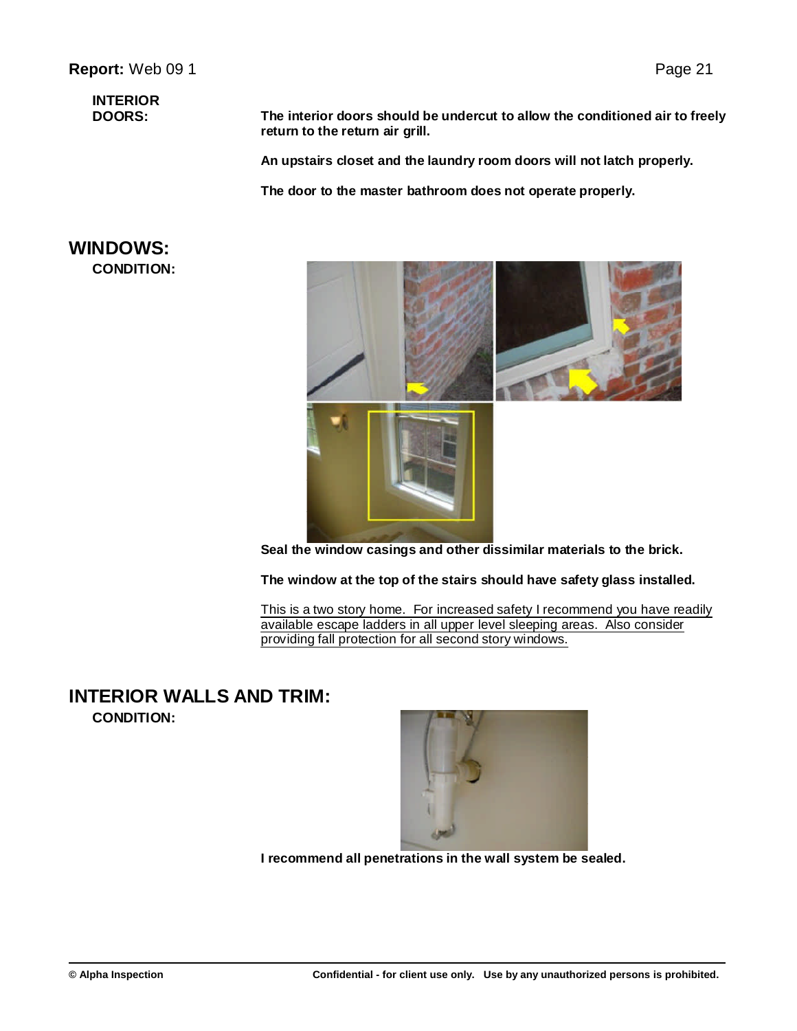**INTERIOR DOORS:**

**The interior doors should be undercut to allow the conditioned air to freely return to the return air grill.**

**An upstairs closet and the laundry room doors will not latch properly.**

**The door to the master bathroom does not operate properly.**

## WINDOWS:

**CONDITION:**

**Seal the window casings and other dissimilar materials to the brick.**

**The window at the top of the stairs should have safety glass installed.**

This is a two story home. For increased safety I recommend you have readily available escape ladders in all upper level sleeping areas. Also consider providing fall protection for all second story windows.

## INTERIOR WALLS AND TRIM:

**CONDITION:**

**I recommend all penetrations in the wall system be sealed.**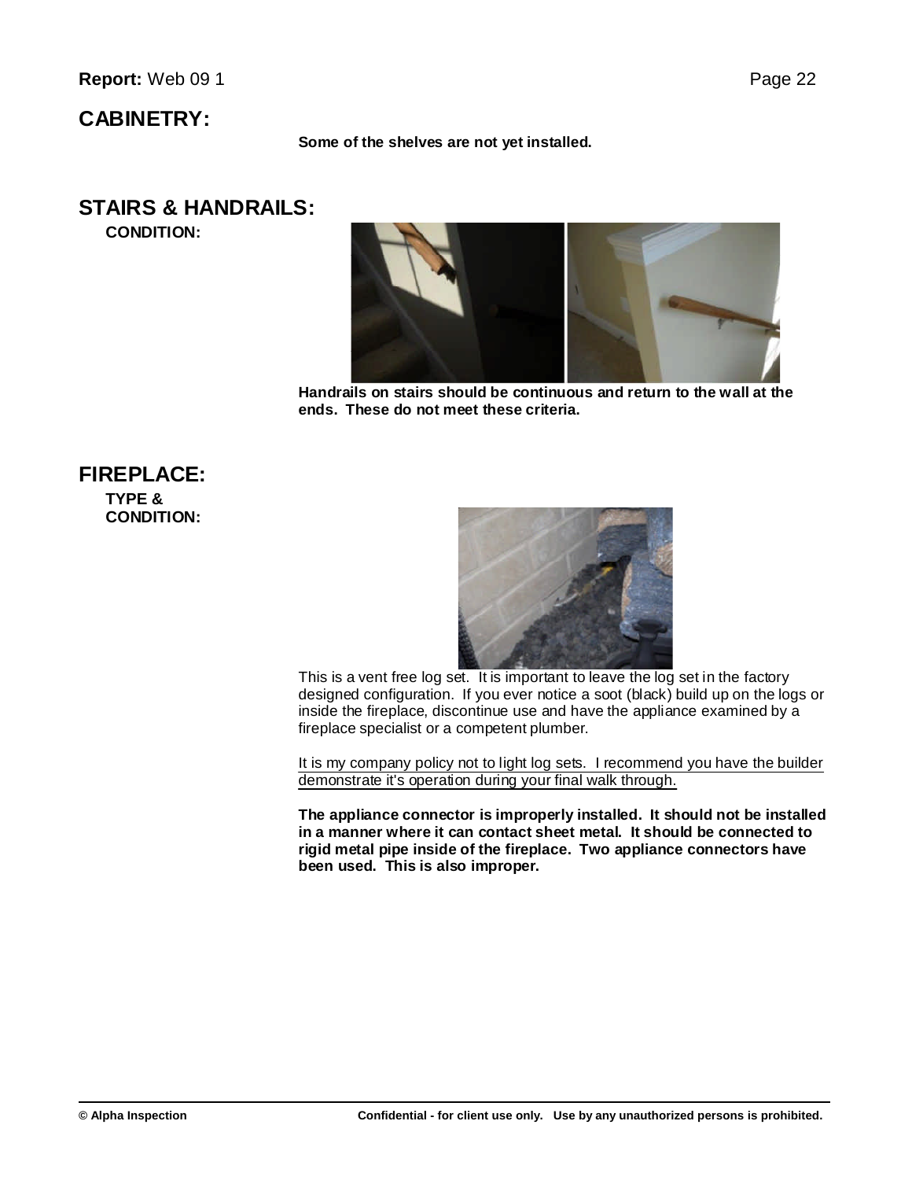## CABINETRY:

**Some of the shelves are not yet installed.**

## STAIRS & HANDRAILS:

**CONDITION:**

**Handrails on stairs should be continuous and return to the wall at the ends. These do not meet these criteria.**

## FIREPLACE:

**TYPE & CONDITION:**

This is a vent free log set. It is important to leave the log set in the factory designed configuration. If you ever notice a soot (black) build up on the logs or inside the fireplace, discontinue use and have the appliance examined by a fireplace specialist or a competent plumber.

<u>It is my company policy not to light log sets. I recommend you have the builder demonstrate it's operation during your final walk through.</u>

**The appliance connector is improperly installed. It should not be installed in a manner where it can contact sheet metal. It should be connected to rigid metal pipe inside of the fireplace. Two appliance connectors have been used. This is also improper.**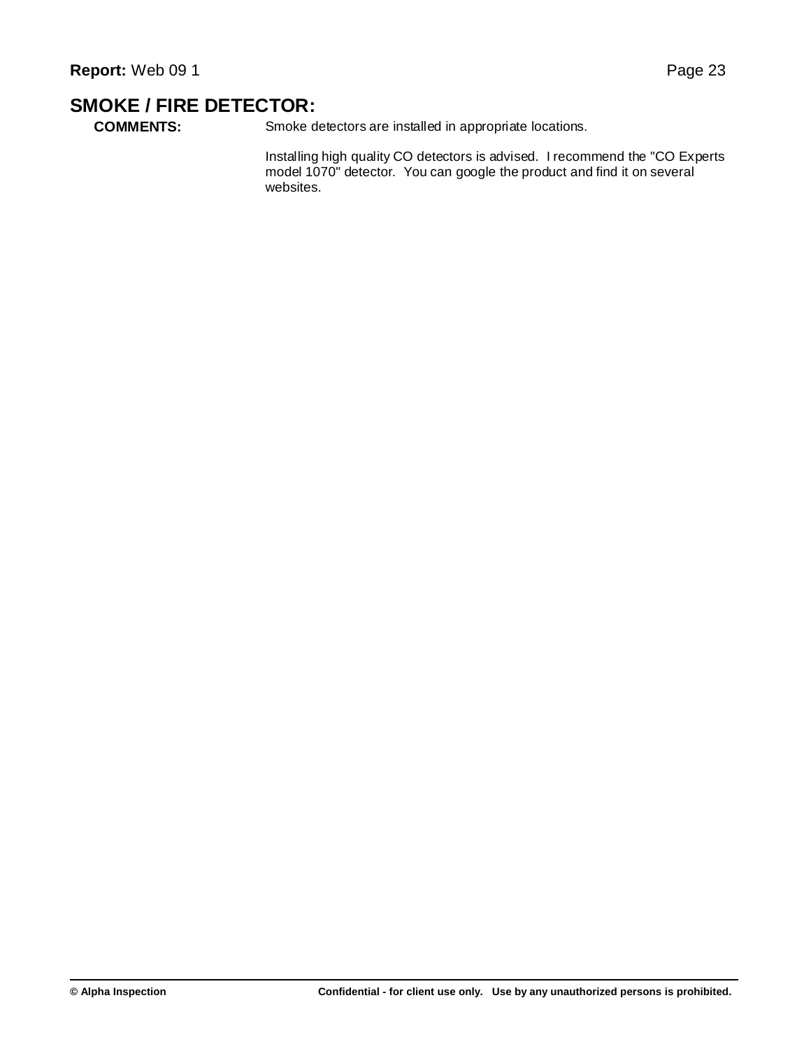## SMOKE / FIRE DETECTOR:

**COMMENTS:**

Smoke detectors are installed in appropriate locations.

Installing high quality CO detectors is advised. I recommend the "CO Experts model 1070" detector. You can google the product and find it on several websites.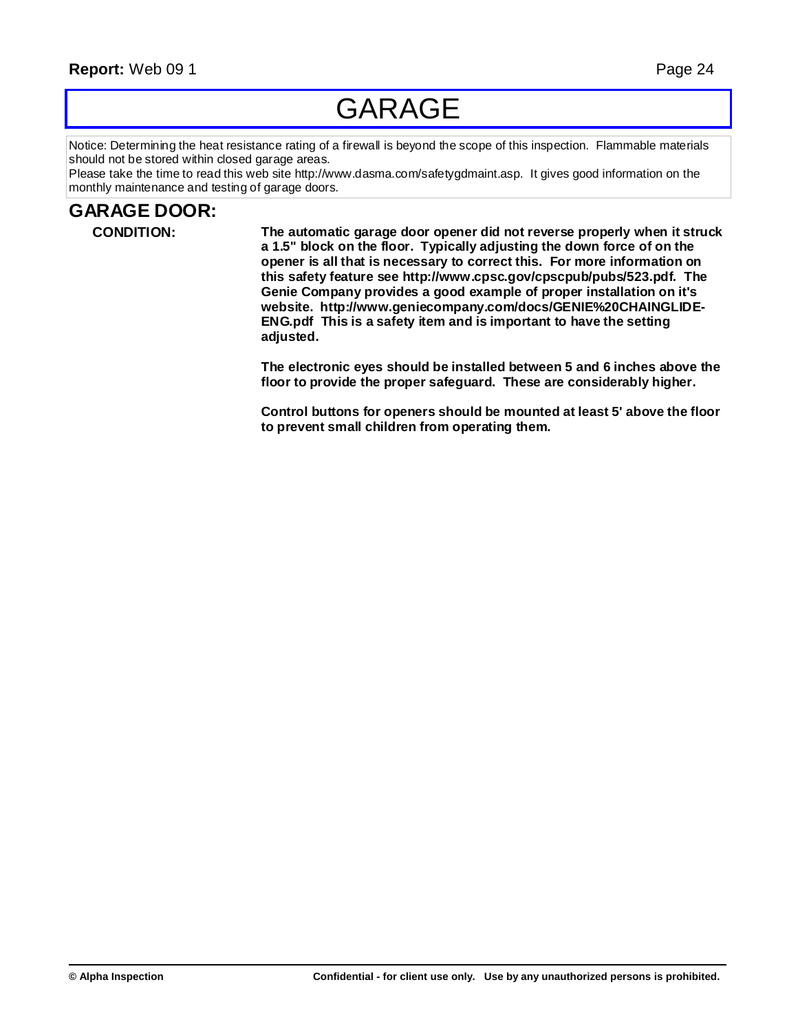# GARAGE

Notice: Determining the heat resistance rating of a firewall is beyond the scope of this inspection. Flammable materials should not be stored within closed garage areas.
Please take the time to read this web site http://www.dasma.com/safetygdmaint.asp. It gives good information on the monthly maintenance and testing of garage doors.

## GARAGE DOOR:

**CONDITION:**

**The automatic garage door opener did not reverse properly when it struck a 1.5" block on the floor. Typically adjusting the down force of on the opener is all that is necessary to correct this. For more information on this safety feature see http://www.cpsc.gov/cpscpub/pubs/523.pdf. The Genie Company provides a good example of proper installation on it's website. http://www.geniecompany.com/docs/GENIE%20CHAINGLIDE-ENG.pdf This is a safety item and is important to have the setting adjusted.**

**The electronic eyes should be installed between 5 and 6 inches above the floor to provide the proper safeguard. These are considerably higher.**

**Control buttons for openers should be mounted at least 5' above the floor to prevent small children from operating them.**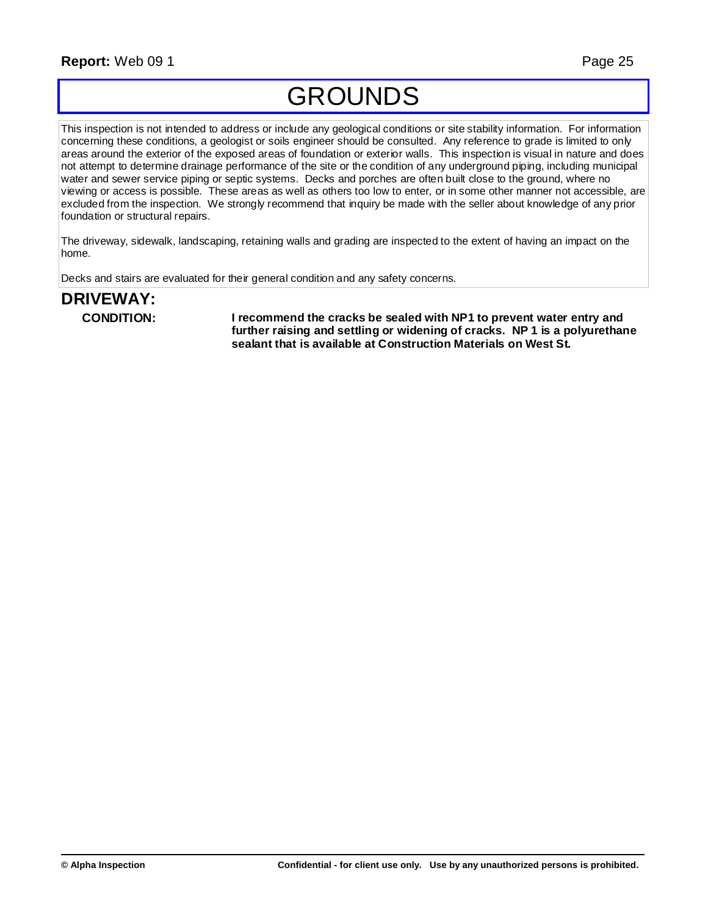# GROUNDS

This inspection is not intended to address or include any geological conditions or site stability information. For information concerning these conditions, a geologist or soils engineer should be consulted. Any reference to grade is limited to only areas around the exterior of the exposed areas of foundation or exterior walls. This inspection is visual in nature and does not attempt to determine drainage performance of the site or the condition of any underground piping, including municipal water and sewer service piping or septic systems. Decks and porches are often built close to the ground, where no viewing or access is possible. These areas as well as others too low to enter, or in some other manner not accessible, are excluded from the inspection. We strongly recommend that inquiry be made with the seller about knowledge of any prior foundation or structural repairs.

The driveway, sidewalk, landscaping, retaining walls and grading are inspected to the extent of having an impact on the home.

Decks and stairs are evaluated for their general condition and any safety concerns.

## DRIVEWAY:

**CONDITION:** **I recommend the cracks be sealed with NP1 to prevent water entry and further raising and settling or widening of cracks. NP 1 is a polyurethane sealant that is available at Construction Materials on West St.**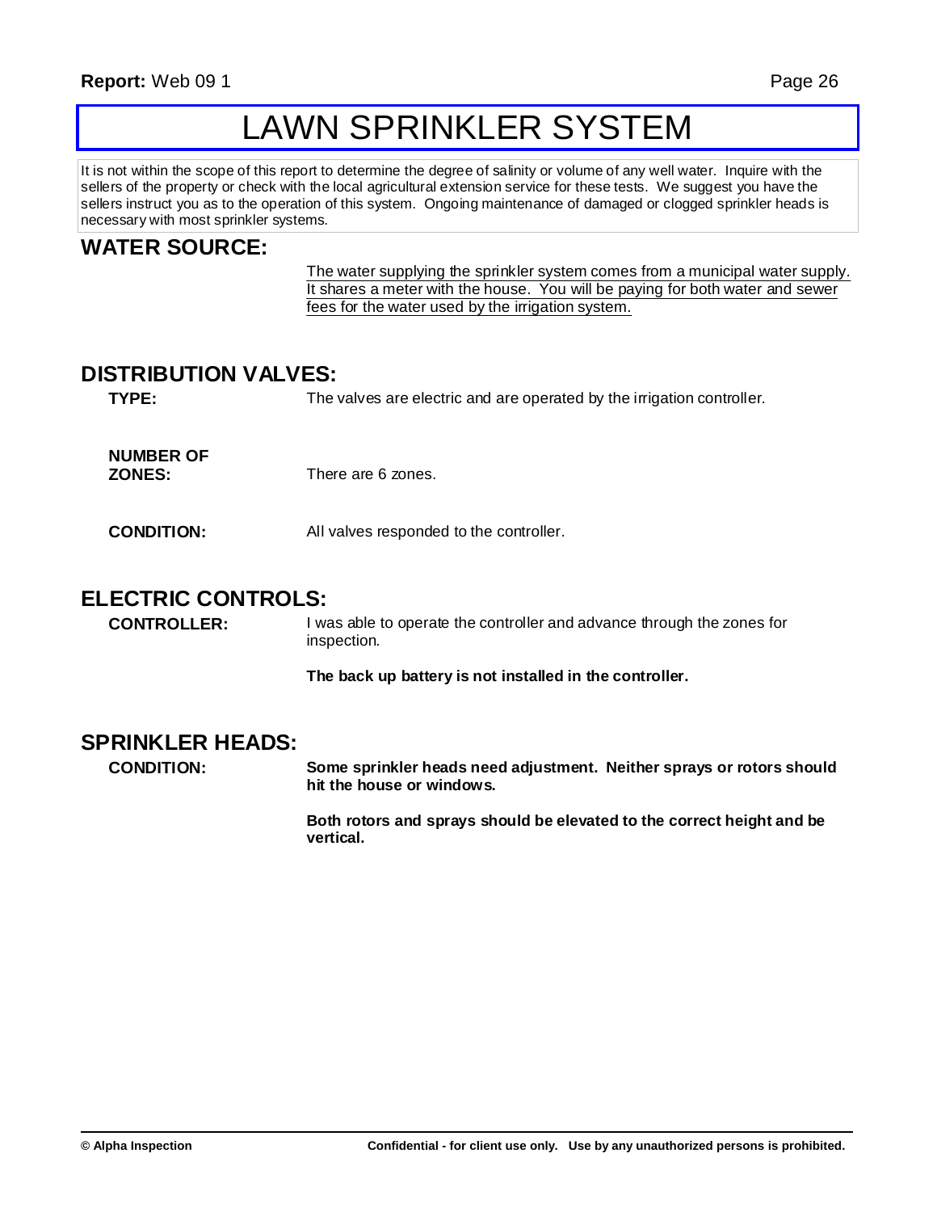# LAWN SPRINKLER SYSTEM

It is not within the scope of this report to determine the degree of salinity or volume of any well water. Inquire with the sellers of the property or check with the local agricultural extension service for these tests. We suggest you have the sellers instruct you as to the operation of this system. Ongoing maintenance of damaged or clogged sprinkler heads is necessary with most sprinkler systems.

## WATER SOURCE:

The water supplying the sprinkler system comes from a municipal water supply. It shares a meter with the house. You will be paying for both water and sewer fees for the water used by the irrigation system.

## DISTRIBUTION VALVES:

**TYPE:** The valves are electric and are operated by the irrigation controller.

**NUMBER OF ZONES:** There are 6 zones.

**CONDITION:** All valves responded to the controller.

## ELECTRIC CONTROLS:

**CONTROLLER:** I was able to operate the controller and advance through the zones for inspection.

**The back up battery is not installed in the controller.**

## SPRINKLER HEADS:

**CONDITION:** **Some sprinkler heads need adjustment. Neither sprays or rotors should hit the house or windows.**

**Both rotors and sprays should be elevated to the correct height and be vertical.**